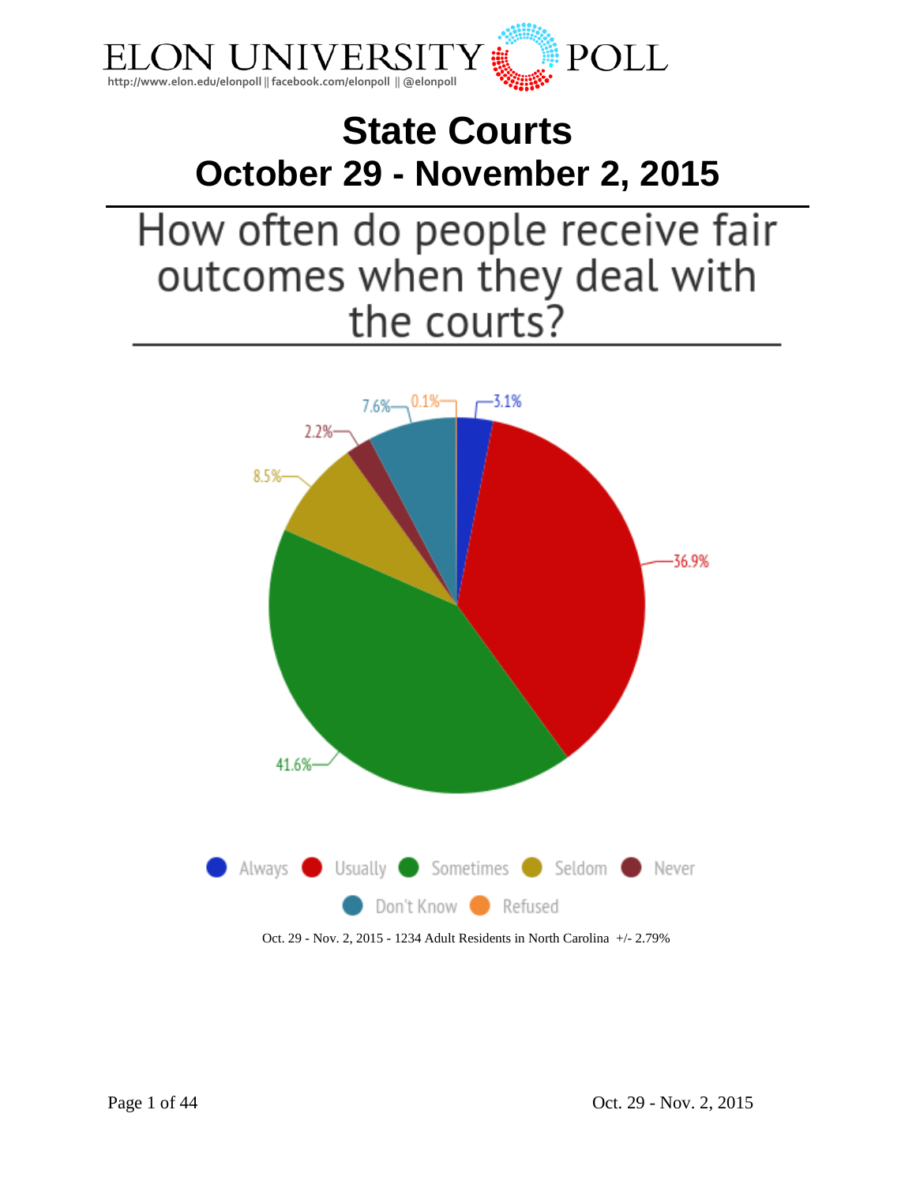ELON UNIVERSITY POLL

http://www.elon.edu/elonpoll || facebook.com/elonpoll || @elonpoll

# State Courts
## October 29 - November 2, 2015

### How often do people receive fair outcomes when they deal with the courts?

| Response | Percent |
|---|---|
| Always | 3.1% |
| Usually | 36.9% |
| Sometimes | 41.6% |
| Seldom | 8.5% |
| Never | 2.2% |
| Don't Know | 7.6% |
| Refused | 0.1% |

Oct. 29 - Nov. 2, 2015 - 1234 Adult Residents in North Carolina +/- 2.79%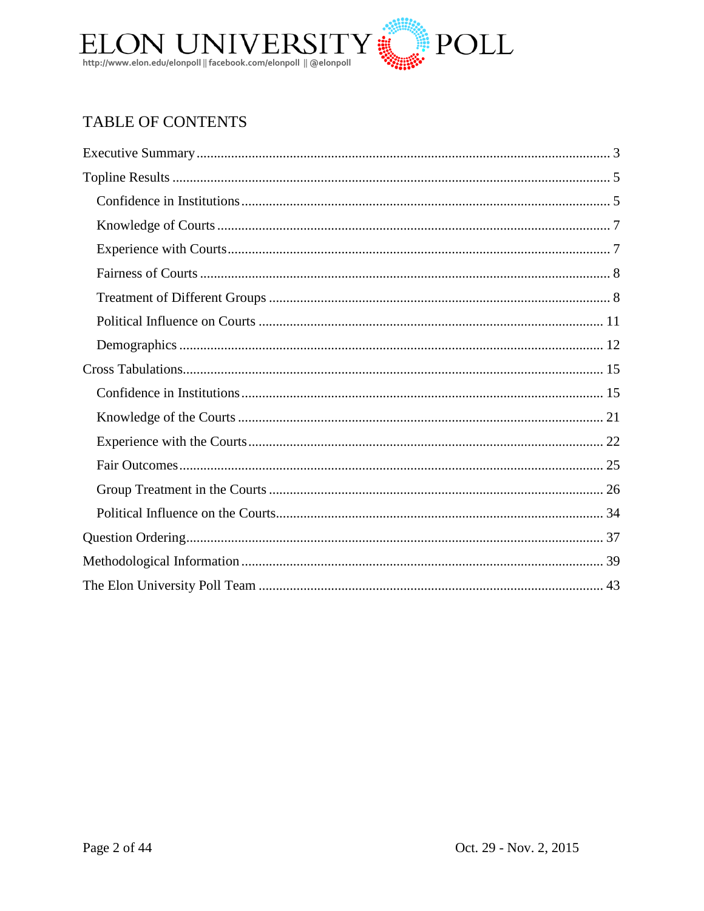# TABLE OF CONTENTS

- Executive Summary ........ 3
- Topline Results ........ 5
  - Confidence in Institutions ........ 5
  - Knowledge of Courts ........ 7
  - Experience with Courts ........ 7
  - Fairness of Courts ........ 8
  - Treatment of Different Groups ........ 8
  - Political Influence on Courts ........ 11
  - Demographics ........ 12
- Cross Tabulations ........ 15
  - Confidence in Institutions ........ 15
  - Knowledge of the Courts ........ 21
  - Experience with the Courts ........ 22
  - Fair Outcomes ........ 25
  - Group Treatment in the Courts ........ 26
  - Political Influence on the Courts ........ 34
- Question Ordering ........ 37
- Methodological Information ........ 39
- The Elon University Poll Team ........ 43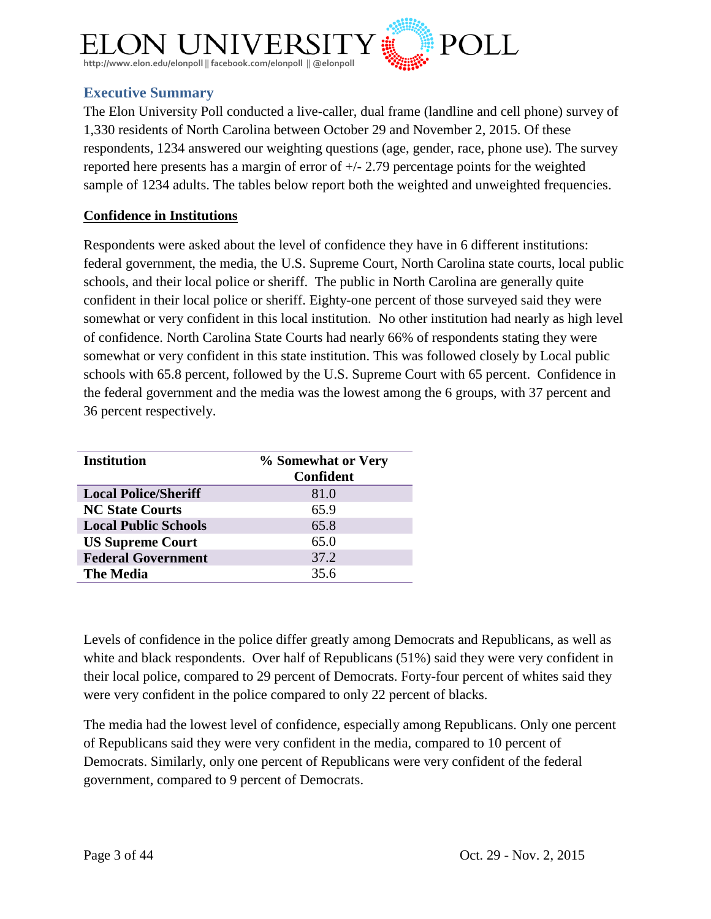## Executive Summary

The Elon University Poll conducted a live-caller, dual frame (landline and cell phone) survey of 1,330 residents of North Carolina between October 29 and November 2, 2015. Of these respondents, 1234 answered our weighting questions (age, gender, race, phone use). The survey reported here presents has a margin of error of +/- 2.79 percentage points for the weighted sample of 1234 adults. The tables below report both the weighted and unweighted frequencies.

### Confidence in Institutions

Respondents were asked about the level of confidence they have in 6 different institutions: federal government, the media, the U.S. Supreme Court, North Carolina state courts, local public schools, and their local police or sheriff. The public in North Carolina are generally quite confident in their local police or sheriff. Eighty-one percent of those surveyed said they were somewhat or very confident in this local institution. No other institution had nearly as high level of confidence. North Carolina State Courts had nearly 66% of respondents stating they were somewhat or very confident in this state institution. This was followed closely by Local public schools with 65.8 percent, followed by the U.S. Supreme Court with 65 percent. Confidence in the federal government and the media was the lowest among the 6 groups, with 37 percent and 36 percent respectively.

| Institution | % Somewhat or Very Confident |
|---|---|
| **Local Police/Sheriff** | 81.0 |
| **NC State Courts** | 65.9 |
| **Local Public Schools** | 65.8 |
| **US Supreme Court** | 65.0 |
| **Federal Government** | 37.2 |
| **The Media** | 35.6 |

Levels of confidence in the police differ greatly among Democrats and Republicans, as well as white and black respondents. Over half of Republicans (51%) said they were very confident in their local police, compared to 29 percent of Democrats. Forty-four percent of whites said they were very confident in the police compared to only 22 percent of blacks.

The media had the lowest level of confidence, especially among Republicans. Only one percent of Republicans said they were very confident in the media, compared to 10 percent of Democrats. Similarly, only one percent of Republicans were very confident of the federal government, compared to 9 percent of Democrats.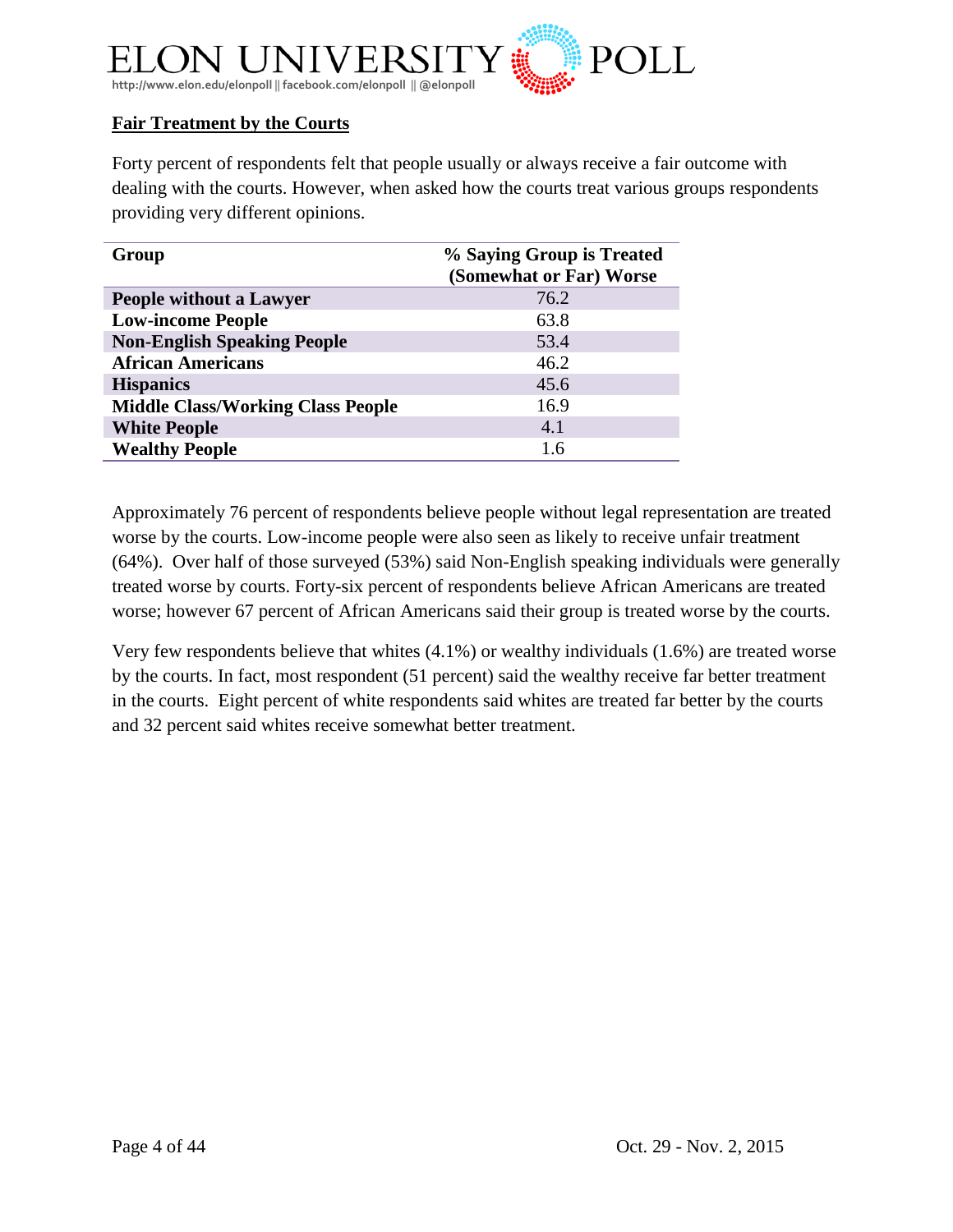## Fair Treatment by the Courts

Forty percent of respondents felt that people usually or always receive a fair outcome with dealing with the courts. However, when asked how the courts treat various groups respondents providing very different opinions.

| Group | % Saying Group is Treated (Somewhat or Far) Worse |
|---|---|
| **People without a Lawyer** | 76.2 |
| **Low-income People** | 63.8 |
| **Non-English Speaking People** | 53.4 |
| **African Americans** | 46.2 |
| **Hispanics** | 45.6 |
| **Middle Class/Working Class People** | 16.9 |
| **White People** | 4.1 |
| **Wealthy People** | 1.6 |

Approximately 76 percent of respondents believe people without legal representation are treated worse by the courts. Low-income people were also seen as likely to receive unfair treatment (64%). Over half of those surveyed (53%) said Non-English speaking individuals were generally treated worse by courts. Forty-six percent of respondents believe African Americans are treated worse; however 67 percent of African Americans said their group is treated worse by the courts.

Very few respondents believe that whites (4.1%) or wealthy individuals (1.6%) are treated worse by the courts. In fact, most respondent (51 percent) said the wealthy receive far better treatment in the courts. Eight percent of white respondents said whites are treated far better by the courts and 32 percent said whites receive somewhat better treatment.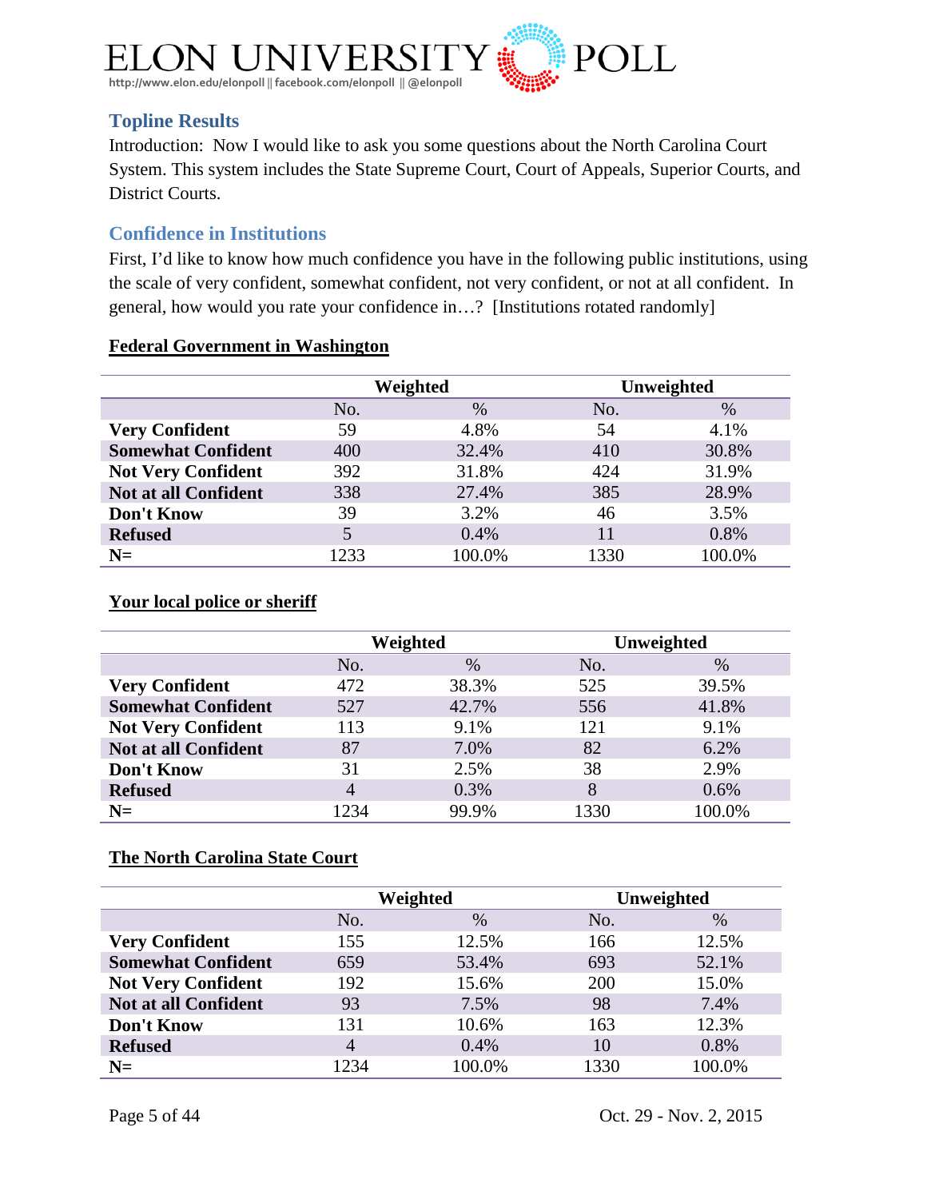## Topline Results

Introduction: Now I would like to ask you some questions about the North Carolina Court System. This system includes the State Supreme Court, Court of Appeals, Superior Courts, and District Courts.

## Confidence in Institutions

First, I'd like to know how much confidence you have in the following public institutions, using the scale of very confident, somewhat confident, not very confident, or not at all confident. In general, how would you rate your confidence in…? [Institutions rotated randomly]

**Federal Government in Washington**

| | Weighted | | Unweighted | |
|---|---|---|---|---|
| | No. | % | No. | % |
| **Very Confident** | 59 | 4.8% | 54 | 4.1% |
| **Somewhat Confident** | 400 | 32.4% | 410 | 30.8% |
| **Not Very Confident** | 392 | 31.8% | 424 | 31.9% |
| **Not at all Confident** | 338 | 27.4% | 385 | 28.9% |
| **Don't Know** | 39 | 3.2% | 46 | 3.5% |
| **Refused** | 5 | 0.4% | 11 | 0.8% |
| **N=** | 1233 | 100.0% | 1330 | 100.0% |

**Your local police or sheriff**

| | Weighted | | Unweighted | |
|---|---|---|---|---|
| | No. | % | No. | % |
| **Very Confident** | 472 | 38.3% | 525 | 39.5% |
| **Somewhat Confident** | 527 | 42.7% | 556 | 41.8% |
| **Not Very Confident** | 113 | 9.1% | 121 | 9.1% |
| **Not at all Confident** | 87 | 7.0% | 82 | 6.2% |
| **Don't Know** | 31 | 2.5% | 38 | 2.9% |
| **Refused** | 4 | 0.3% | 8 | 0.6% |
| **N=** | 1234 | 99.9% | 1330 | 100.0% |

**The North Carolina State Court**

| | Weighted | | Unweighted | |
|---|---|---|---|---|
| | No. | % | No. | % |
| **Very Confident** | 155 | 12.5% | 166 | 12.5% |
| **Somewhat Confident** | 659 | 53.4% | 693 | 52.1% |
| **Not Very Confident** | 192 | 15.6% | 200 | 15.0% |
| **Not at all Confident** | 93 | 7.5% | 98 | 7.4% |
| **Don't Know** | 131 | 10.6% | 163 | 12.3% |
| **Refused** | 4 | 0.4% | 10 | 0.8% |
| **N=** | 1234 | 100.0% | 1330 | 100.0% |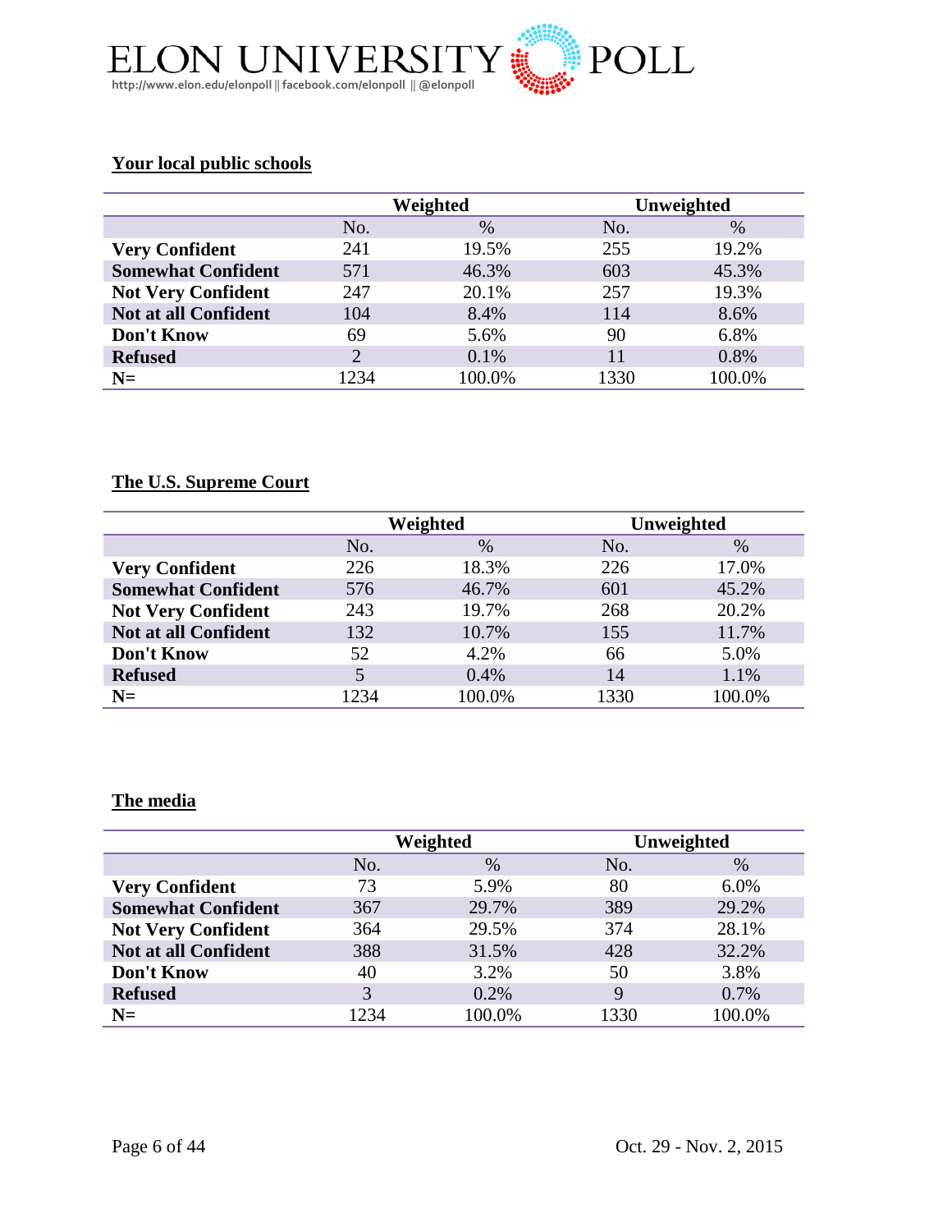**Your local public schools**

| | Weighted | | Unweighted | |
|---|---|---|---|---|
| | No. | % | No. | % |
| **Very Confident** | 241 | 19.5% | 255 | 19.2% |
| **Somewhat Confident** | 571 | 46.3% | 603 | 45.3% |
| **Not Very Confident** | 247 | 20.1% | 257 | 19.3% |
| **Not at all Confident** | 104 | 8.4% | 114 | 8.6% |
| **Don't Know** | 69 | 5.6% | 90 | 6.8% |
| **Refused** | 2 | 0.1% | 11 | 0.8% |
| **N=** | 1234 | 100.0% | 1330 | 100.0% |

**The U.S. Supreme Court**

| | Weighted | | Unweighted | |
|---|---|---|---|---|
| | No. | % | No. | % |
| **Very Confident** | 226 | 18.3% | 226 | 17.0% |
| **Somewhat Confident** | 576 | 46.7% | 601 | 45.2% |
| **Not Very Confident** | 243 | 19.7% | 268 | 20.2% |
| **Not at all Confident** | 132 | 10.7% | 155 | 11.7% |
| **Don't Know** | 52 | 4.2% | 66 | 5.0% |
| **Refused** | 5 | 0.4% | 14 | 1.1% |
| **N=** | 1234 | 100.0% | 1330 | 100.0% |

**The media**

| | Weighted | | Unweighted | |
|---|---|---|---|---|
| | No. | % | No. | % |
| **Very Confident** | 73 | 5.9% | 80 | 6.0% |
| **Somewhat Confident** | 367 | 29.7% | 389 | 29.2% |
| **Not Very Confident** | 364 | 29.5% | 374 | 28.1% |
| **Not at all Confident** | 388 | 31.5% | 428 | 32.2% |
| **Don't Know** | 40 | 3.2% | 50 | 3.8% |
| **Refused** | 3 | 0.2% | 9 | 0.7% |
| **N=** | 1234 | 100.0% | 1330 | 100.0% |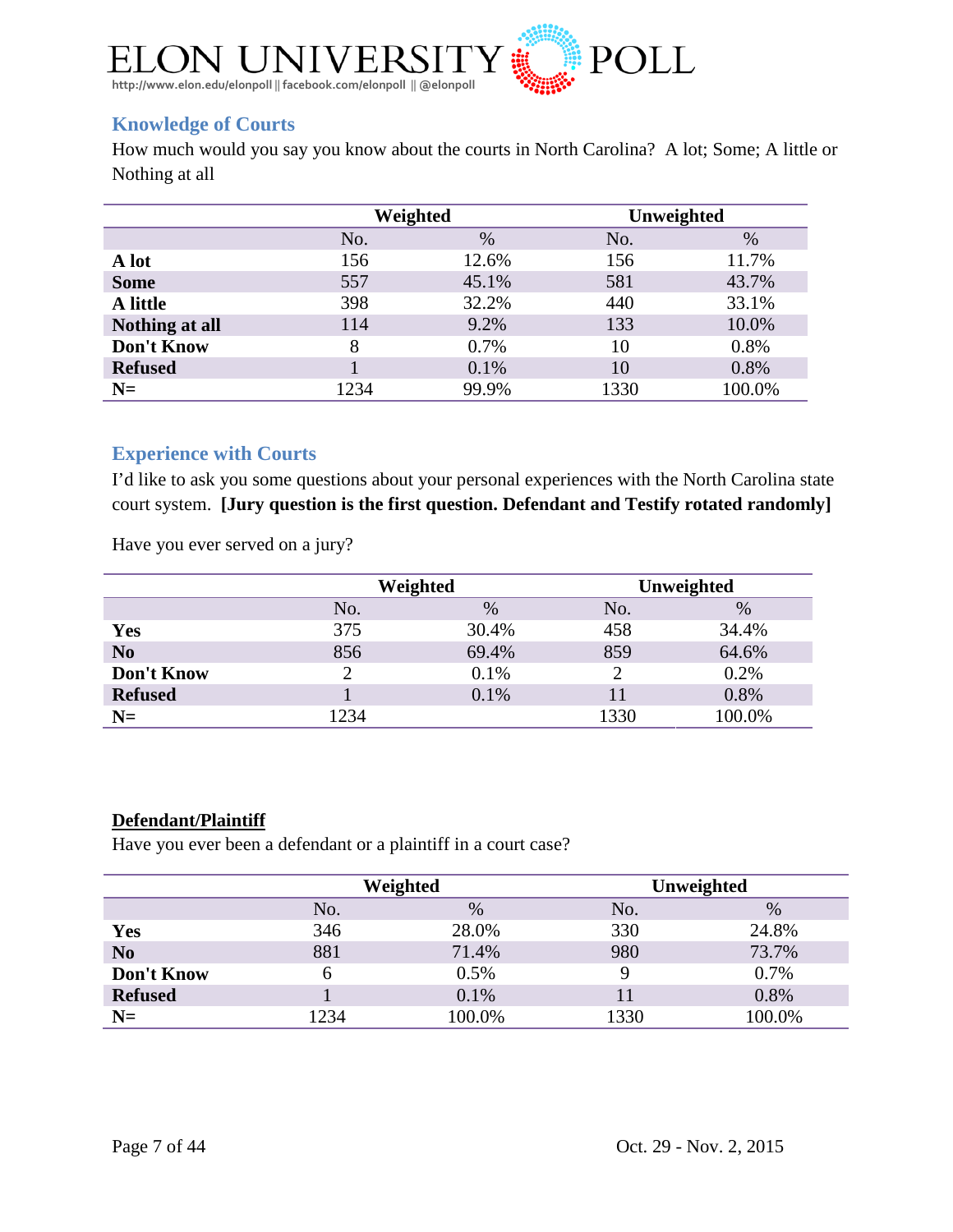## Knowledge of Courts

How much would you say you know about the courts in North Carolina? A lot; Some; A little or Nothing at all

| | Weighted | | Unweighted | |
|---|---|---|---|---|
| | No. | % | No. | % |
| **A lot** | 156 | 12.6% | 156 | 11.7% |
| **Some** | 557 | 45.1% | 581 | 43.7% |
| **A little** | 398 | 32.2% | 440 | 33.1% |
| **Nothing at all** | 114 | 9.2% | 133 | 10.0% |
| **Don't Know** | 8 | 0.7% | 10 | 0.8% |
| **Refused** | 1 | 0.1% | 10 | 0.8% |
| **N=** | 1234 | 99.9% | 1330 | 100.0% |

## Experience with Courts

I'd like to ask you some questions about your personal experiences with the North Carolina state court system. **[Jury question is the first question. Defendant and Testify rotated randomly]**

Have you ever served on a jury?

| | Weighted | | Unweighted | |
|---|---|---|---|---|
| | No. | % | No. | % |
| **Yes** | 375 | 30.4% | 458 | 34.4% |
| **No** | 856 | 69.4% | 859 | 64.6% |
| **Don't Know** | 2 | 0.1% | 2 | 0.2% |
| **Refused** | 1 | 0.1% | 11 | 0.8% |
| **N=** | 1234 | | 1330 | 100.0% |

### Defendant/Plaintiff

Have you ever been a defendant or a plaintiff in a court case?

| | Weighted | | Unweighted | |
|---|---|---|---|---|
| | No. | % | No. | % |
| **Yes** | 346 | 28.0% | 330 | 24.8% |
| **No** | 881 | 71.4% | 980 | 73.7% |
| **Don't Know** | 6 | 0.5% | 9 | 0.7% |
| **Refused** | 1 | 0.1% | 11 | 0.8% |
| **N=** | 1234 | 100.0% | 1330 | 100.0% |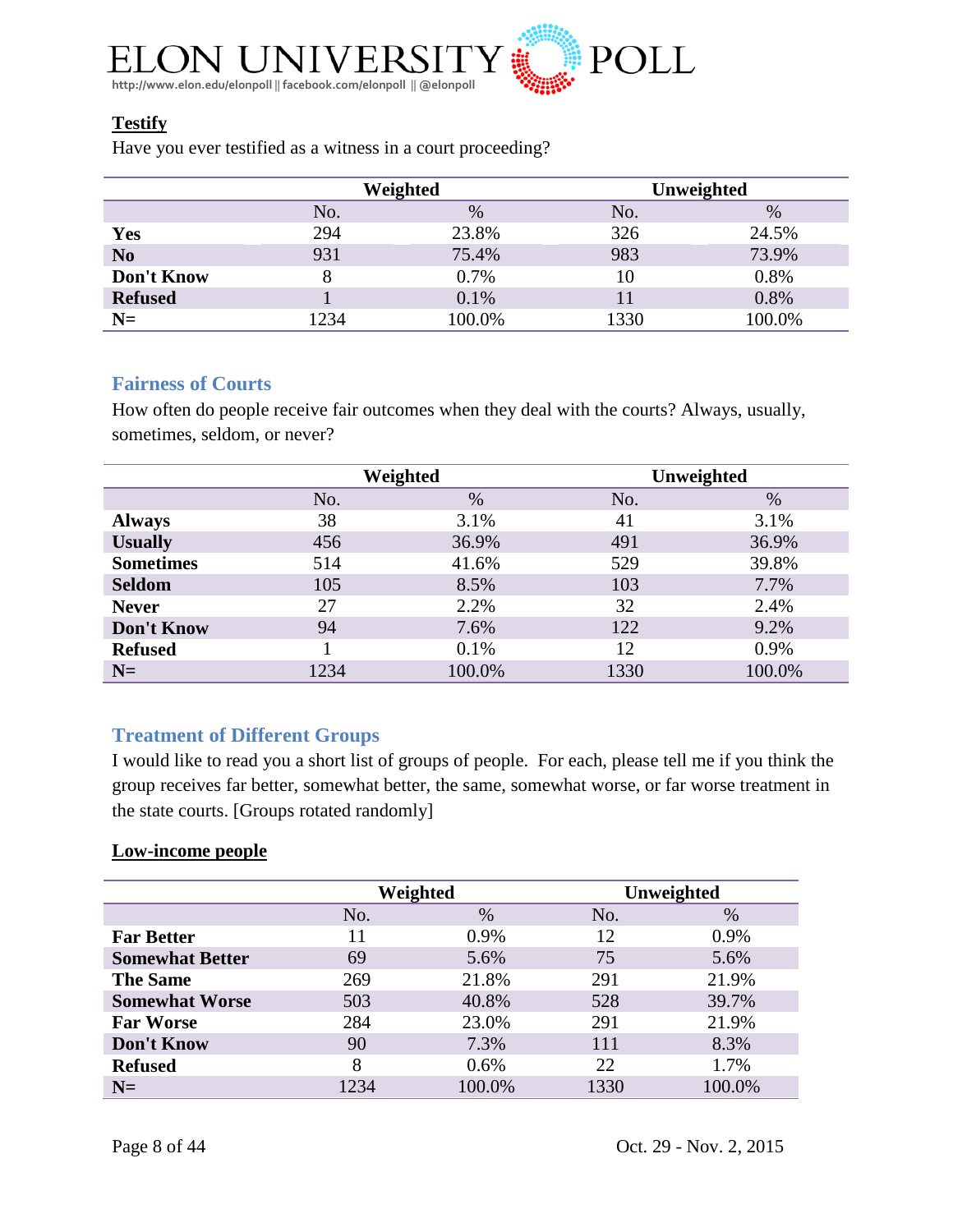**Testify**

Have you ever testified as a witness in a court proceeding?

| | Weighted | | Unweighted | |
|---|---|---|---|---|
| | No. | % | No. | % |
| **Yes** | 294 | 23.8% | 326 | 24.5% |
| **No** | 931 | 75.4% | 983 | 73.9% |
| **Don't Know** | 8 | 0.7% | 10 | 0.8% |
| **Refused** | 1 | 0.1% | 11 | 0.8% |
| **N=** | 1234 | 100.0% | 1330 | 100.0% |

## Fairness of Courts

How often do people receive fair outcomes when they deal with the courts? Always, usually, sometimes, seldom, or never?

| | Weighted | | Unweighted | |
|---|---|---|---|---|
| | No. | % | No. | % |
| **Always** | 38 | 3.1% | 41 | 3.1% |
| **Usually** | 456 | 36.9% | 491 | 36.9% |
| **Sometimes** | 514 | 41.6% | 529 | 39.8% |
| **Seldom** | 105 | 8.5% | 103 | 7.7% |
| **Never** | 27 | 2.2% | 32 | 2.4% |
| **Don't Know** | 94 | 7.6% | 122 | 9.2% |
| **Refused** | 1 | 0.1% | 12 | 0.9% |
| **N=** | 1234 | 100.0% | 1330 | 100.0% |

## Treatment of Different Groups

I would like to read you a short list of groups of people. For each, please tell me if you think the group receives far better, somewhat better, the same, somewhat worse, or far worse treatment in the state courts. [Groups rotated randomly]

**Low-income people**

| | Weighted | | Unweighted | |
|---|---|---|---|---|
| | No. | % | No. | % |
| **Far Better** | 11 | 0.9% | 12 | 0.9% |
| **Somewhat Better** | 69 | 5.6% | 75 | 5.6% |
| **The Same** | 269 | 21.8% | 291 | 21.9% |
| **Somewhat Worse** | 503 | 40.8% | 528 | 39.7% |
| **Far Worse** | 284 | 23.0% | 291 | 21.9% |
| **Don't Know** | 90 | 7.3% | 111 | 8.3% |
| **Refused** | 8 | 0.6% | 22 | 1.7% |
| **N=** | 1234 | 100.0% | 1330 | 100.0% |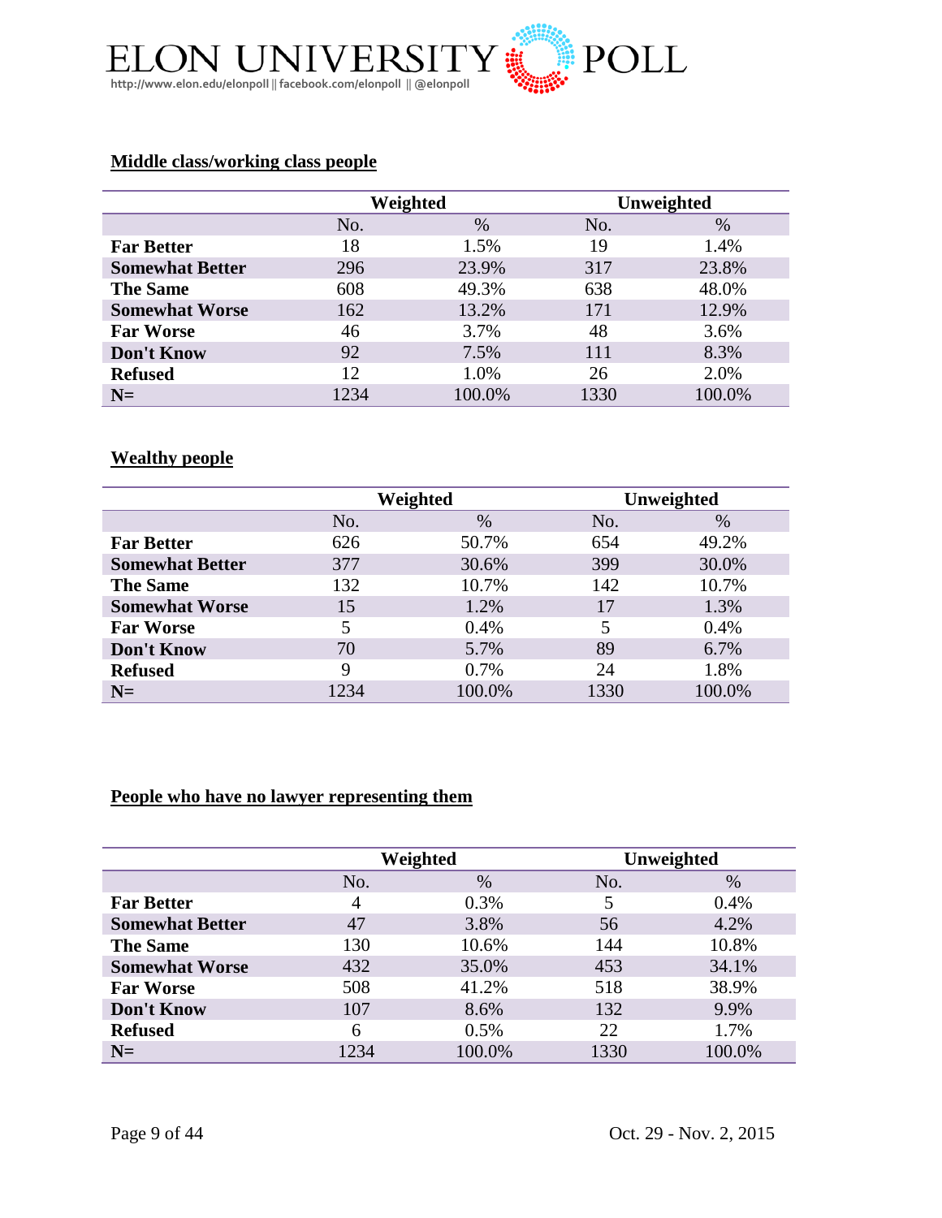**Middle class/working class people**

| | Weighted | | Unweighted | |
|---|---|---|---|---|
| | No. | % | No. | % |
| **Far Better** | 18 | 1.5% | 19 | 1.4% |
| **Somewhat Better** | 296 | 23.9% | 317 | 23.8% |
| **The Same** | 608 | 49.3% | 638 | 48.0% |
| **Somewhat Worse** | 162 | 13.2% | 171 | 12.9% |
| **Far Worse** | 46 | 3.7% | 48 | 3.6% |
| **Don't Know** | 92 | 7.5% | 111 | 8.3% |
| **Refused** | 12 | 1.0% | 26 | 2.0% |
| **N=** | 1234 | 100.0% | 1330 | 100.0% |

**Wealthy people**

| | Weighted | | Unweighted | |
|---|---|---|---|---|
| | No. | % | No. | % |
| **Far Better** | 626 | 50.7% | 654 | 49.2% |
| **Somewhat Better** | 377 | 30.6% | 399 | 30.0% |
| **The Same** | 132 | 10.7% | 142 | 10.7% |
| **Somewhat Worse** | 15 | 1.2% | 17 | 1.3% |
| **Far Worse** | 5 | 0.4% | 5 | 0.4% |
| **Don't Know** | 70 | 5.7% | 89 | 6.7% |
| **Refused** | 9 | 0.7% | 24 | 1.8% |
| **N=** | 1234 | 100.0% | 1330 | 100.0% |

**People who have no lawyer representing them**

| | Weighted | | Unweighted | |
|---|---|---|---|---|
| | No. | % | No. | % |
| **Far Better** | 4 | 0.3% | 5 | 0.4% |
| **Somewhat Better** | 47 | 3.8% | 56 | 4.2% |
| **The Same** | 130 | 10.6% | 144 | 10.8% |
| **Somewhat Worse** | 432 | 35.0% | 453 | 34.1% |
| **Far Worse** | 508 | 41.2% | 518 | 38.9% |
| **Don't Know** | 107 | 8.6% | 132 | 9.9% |
| **Refused** | 6 | 0.5% | 22 | 1.7% |
| **N=** | 1234 | 100.0% | 1330 | 100.0% |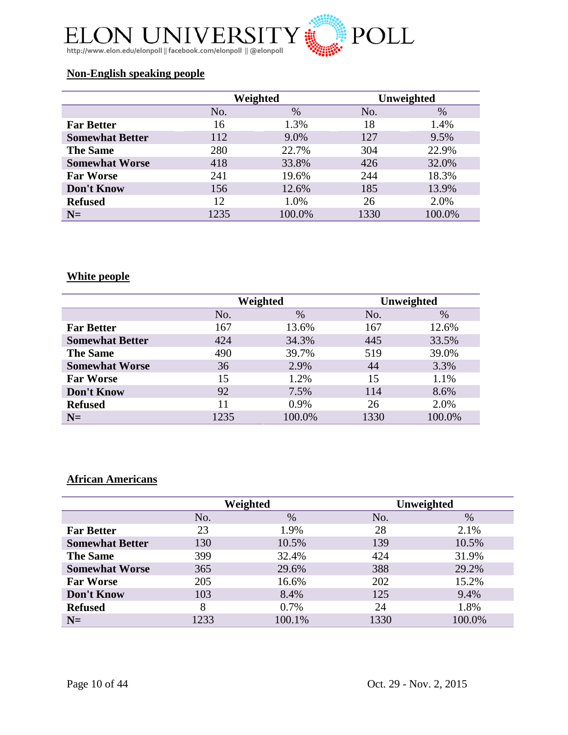**Non-English speaking people**

| | Weighted | | Unweighted | |
|---|---|---|---|---|
| | No. | % | No. | % |
| **Far Better** | 16 | 1.3% | 18 | 1.4% |
| **Somewhat Better** | 112 | 9.0% | 127 | 9.5% |
| **The Same** | 280 | 22.7% | 304 | 22.9% |
| **Somewhat Worse** | 418 | 33.8% | 426 | 32.0% |
| **Far Worse** | 241 | 19.6% | 244 | 18.3% |
| **Don't Know** | 156 | 12.6% | 185 | 13.9% |
| **Refused** | 12 | 1.0% | 26 | 2.0% |
| **N=** | 1235 | 100.0% | 1330 | 100.0% |

**White people**

| | Weighted | | Unweighted | |
|---|---|---|---|---|
| | No. | % | No. | % |
| **Far Better** | 167 | 13.6% | 167 | 12.6% |
| **Somewhat Better** | 424 | 34.3% | 445 | 33.5% |
| **The Same** | 490 | 39.7% | 519 | 39.0% |
| **Somewhat Worse** | 36 | 2.9% | 44 | 3.3% |
| **Far Worse** | 15 | 1.2% | 15 | 1.1% |
| **Don't Know** | 92 | 7.5% | 114 | 8.6% |
| **Refused** | 11 | 0.9% | 26 | 2.0% |
| **N=** | 1235 | 100.0% | 1330 | 100.0% |

**African Americans**

| | Weighted | | Unweighted | |
|---|---|---|---|---|
| | No. | % | No. | % |
| **Far Better** | 23 | 1.9% | 28 | 2.1% |
| **Somewhat Better** | 130 | 10.5% | 139 | 10.5% |
| **The Same** | 399 | 32.4% | 424 | 31.9% |
| **Somewhat Worse** | 365 | 29.6% | 388 | 29.2% |
| **Far Worse** | 205 | 16.6% | 202 | 15.2% |
| **Don't Know** | 103 | 8.4% | 125 | 9.4% |
| **Refused** | 8 | 0.7% | 24 | 1.8% |
| **N=** | 1233 | 100.1% | 1330 | 100.0% |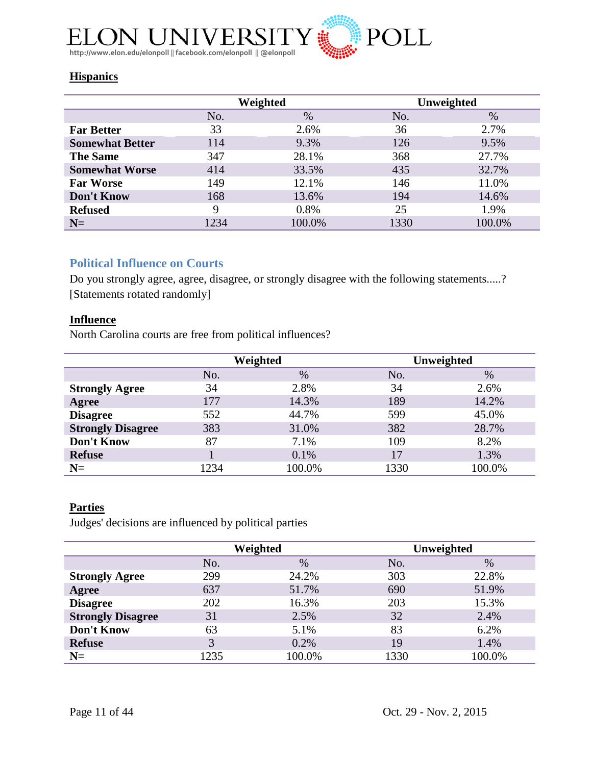### Hispanics

| | Weighted | | Unweighted | |
|---|---|---|---|---|
| | No. | % | No. | % |
| **Far Better** | 33 | 2.6% | 36 | 2.7% |
| **Somewhat Better** | 114 | 9.3% | 126 | 9.5% |
| **The Same** | 347 | 28.1% | 368 | 27.7% |
| **Somewhat Worse** | 414 | 33.5% | 435 | 32.7% |
| **Far Worse** | 149 | 12.1% | 146 | 11.0% |
| **Don't Know** | 168 | 13.6% | 194 | 14.6% |
| **Refused** | 9 | 0.8% | 25 | 1.9% |
| **N=** | 1234 | 100.0% | 1330 | 100.0% |

## Political Influence on Courts

Do you strongly agree, agree, disagree, or strongly disagree with the following statements.....? [Statements rotated randomly]

### Influence

North Carolina courts are free from political influences?

| | Weighted | | Unweighted | |
|---|---|---|---|---|
| | No. | % | No. | % |
| **Strongly Agree** | 34 | 2.8% | 34 | 2.6% |
| **Agree** | 177 | 14.3% | 189 | 14.2% |
| **Disagree** | 552 | 44.7% | 599 | 45.0% |
| **Strongly Disagree** | 383 | 31.0% | 382 | 28.7% |
| **Don't Know** | 87 | 7.1% | 109 | 8.2% |
| **Refuse** | 1 | 0.1% | 17 | 1.3% |
| **N=** | 1234 | 100.0% | 1330 | 100.0% |

### Parties

Judges' decisions are influenced by political parties

| | Weighted | | Unweighted | |
|---|---|---|---|---|
| | No. | % | No. | % |
| **Strongly Agree** | 299 | 24.2% | 303 | 22.8% |
| **Agree** | 637 | 51.7% | 690 | 51.9% |
| **Disagree** | 202 | 16.3% | 203 | 15.3% |
| **Strongly Disagree** | 31 | 2.5% | 32 | 2.4% |
| **Don't Know** | 63 | 5.1% | 83 | 6.2% |
| **Refuse** | 3 | 0.2% | 19 | 1.4% |
| **N=** | 1235 | 100.0% | 1330 | 100.0% |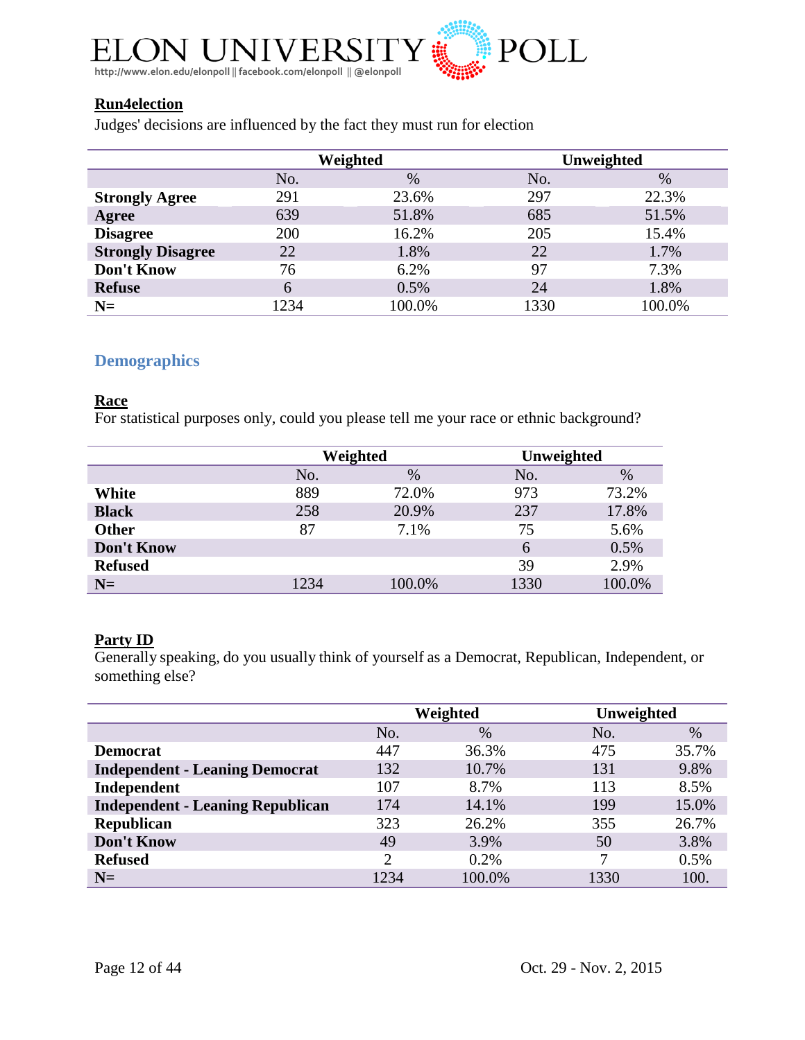**Run4election**

Judges' decisions are influenced by the fact they must run for election

| | Weighted | | Unweighted | |
|---|---|---|---|---|
| | No. | % | No. | % |
| **Strongly Agree** | 291 | 23.6% | 297 | 22.3% |
| **Agree** | 639 | 51.8% | 685 | 51.5% |
| **Disagree** | 200 | 16.2% | 205 | 15.4% |
| **Strongly Disagree** | 22 | 1.8% | 22 | 1.7% |
| **Don't Know** | 76 | 6.2% | 97 | 7.3% |
| **Refuse** | 6 | 0.5% | 24 | 1.8% |
| **N=** | 1234 | 100.0% | 1330 | 100.0% |

## Demographics

**Race**

For statistical purposes only, could you please tell me your race or ethnic background?

| | Weighted | | Unweighted | |
|---|---|---|---|---|
| | No. | % | No. | % |
| **White** | 889 | 72.0% | 973 | 73.2% |
| **Black** | 258 | 20.9% | 237 | 17.8% |
| **Other** | 87 | 7.1% | 75 | 5.6% |
| **Don't Know** | | | 6 | 0.5% |
| **Refused** | | | 39 | 2.9% |
| **N=** | 1234 | 100.0% | 1330 | 100.0% |

**Party ID**

Generally speaking, do you usually think of yourself as a Democrat, Republican, Independent, or something else?

| | Weighted | | Unweighted | |
|---|---|---|---|---|
| | No. | % | No. | % |
| **Democrat** | 447 | 36.3% | 475 | 35.7% |
| **Independent - Leaning Democrat** | 132 | 10.7% | 131 | 9.8% |
| **Independent** | 107 | 8.7% | 113 | 8.5% |
| **Independent - Leaning Republican** | 174 | 14.1% | 199 | 15.0% |
| **Republican** | 323 | 26.2% | 355 | 26.7% |
| **Don't Know** | 49 | 3.9% | 50 | 3.8% |
| **Refused** | 2 | 0.2% | 7 | 0.5% |
| **N=** | 1234 | 100.0% | 1330 | 100. |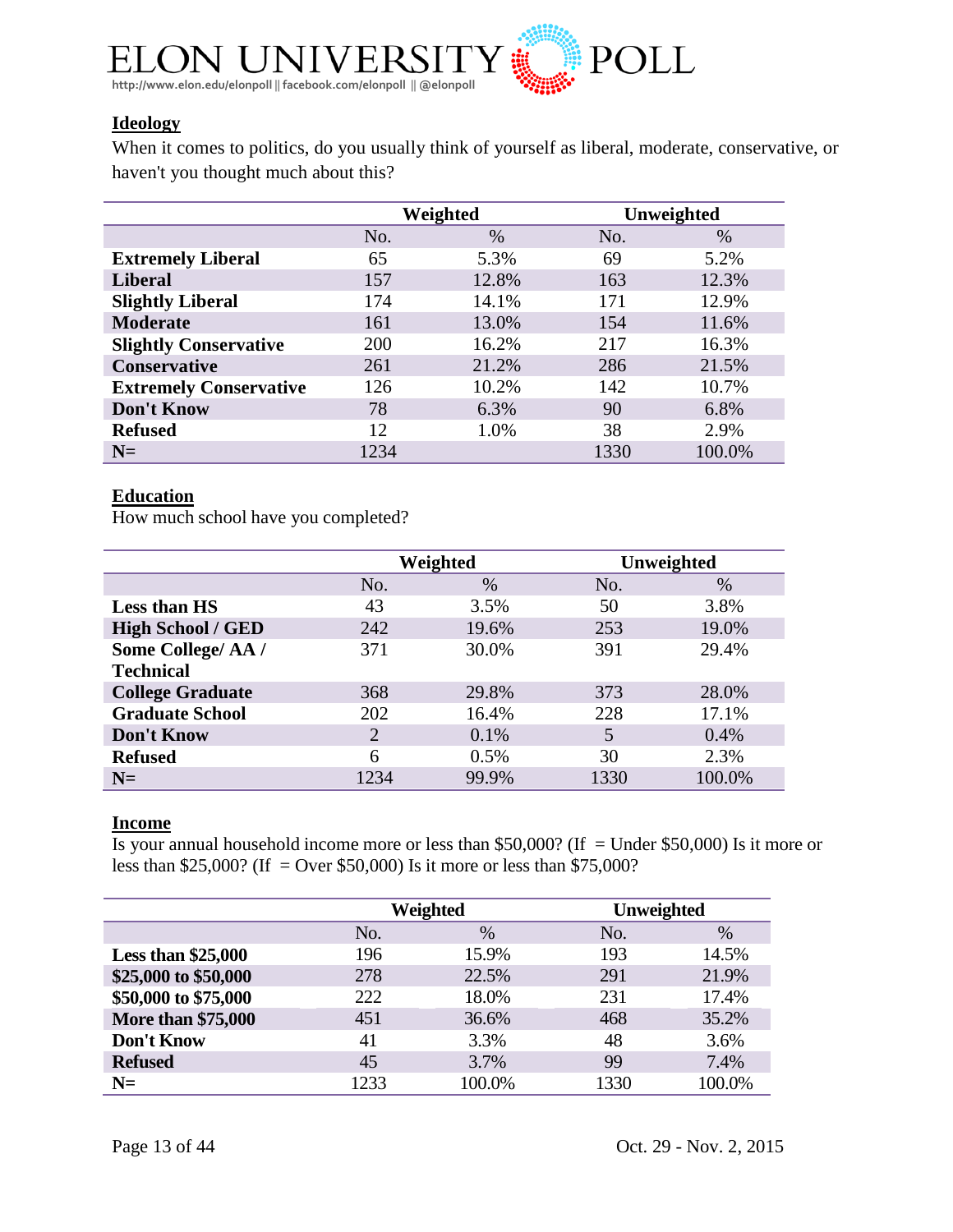## Ideology

When it comes to politics, do you usually think of yourself as liberal, moderate, conservative, or haven't you thought much about this?

| | Weighted | | Unweighted | |
|---|---|---|---|---|
| | No. | % | No. | % |
| **Extremely Liberal** | 65 | 5.3% | 69 | 5.2% |
| **Liberal** | 157 | 12.8% | 163 | 12.3% |
| **Slightly Liberal** | 174 | 14.1% | 171 | 12.9% |
| **Moderate** | 161 | 13.0% | 154 | 11.6% |
| **Slightly Conservative** | 200 | 16.2% | 217 | 16.3% |
| **Conservative** | 261 | 21.2% | 286 | 21.5% |
| **Extremely Conservative** | 126 | 10.2% | 142 | 10.7% |
| **Don't Know** | 78 | 6.3% | 90 | 6.8% |
| **Refused** | 12 | 1.0% | 38 | 2.9% |
| **N=** | 1234 | | 1330 | 100.0% |

## Education

How much school have you completed?

| | Weighted | | Unweighted | |
|---|---|---|---|---|
| | No. | % | No. | % |
| **Less than HS** | 43 | 3.5% | 50 | 3.8% |
| **High School / GED** | 242 | 19.6% | 253 | 19.0% |
| **Some College/ AA / Technical** | 371 | 30.0% | 391 | 29.4% |
| **College Graduate** | 368 | 29.8% | 373 | 28.0% |
| **Graduate School** | 202 | 16.4% | 228 | 17.1% |
| **Don't Know** | 2 | 0.1% | 5 | 0.4% |
| **Refused** | 6 | 0.5% | 30 | 2.3% |
| **N=** | 1234 | 99.9% | 1330 | 100.0% |

## Income

Is your annual household income more or less than $50,000? (If = Under $50,000) Is it more or less than $25,000? (If = Over $50,000) Is it more or less than $75,000?

| | Weighted | | Unweighted | |
|---|---|---|---|---|
| | No. | % | No. | % |
| **Less than $25,000** | 196 | 15.9% | 193 | 14.5% |
| **$25,000 to $50,000** | 278 | 22.5% | 291 | 21.9% |
| **$50,000 to $75,000** | 222 | 18.0% | 231 | 17.4% |
| **More than $75,000** | 451 | 36.6% | 468 | 35.2% |
| **Don't Know** | 41 | 3.3% | 48 | 3.6% |
| **Refused** | 45 | 3.7% | 99 | 7.4% |
| **N=** | 1233 | 100.0% | 1330 | 100.0% |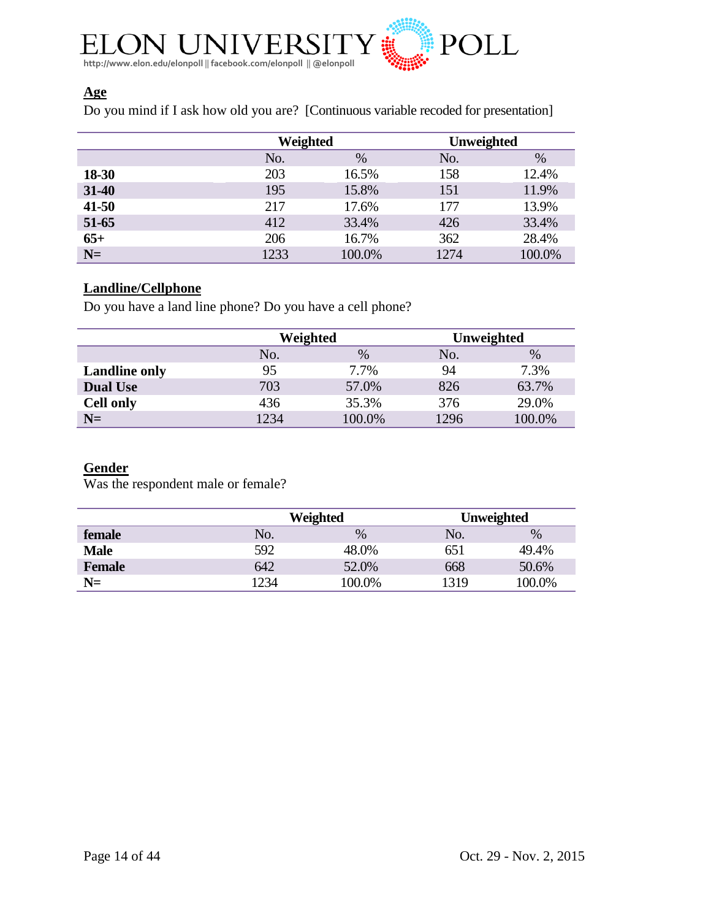### Age

Do you mind if I ask how old you are? [Continuous variable recoded for presentation]

| | Weighted | | Unweighted | |
|---|---|---|---|---|
| | No. | % | No. | % |
| **18-30** | 203 | 16.5% | 158 | 12.4% |
| **31-40** | 195 | 15.8% | 151 | 11.9% |
| **41-50** | 217 | 17.6% | 177 | 13.9% |
| **51-65** | 412 | 33.4% | 426 | 33.4% |
| **65+** | 206 | 16.7% | 362 | 28.4% |
| **N=** | 1233 | 100.0% | 1274 | 100.0% |

### Landline/Cellphone

Do you have a land line phone? Do you have a cell phone?

| | Weighted | | Unweighted | |
|---|---|---|---|---|
| | No. | % | No. | % |
| **Landline only** | 95 | 7.7% | 94 | 7.3% |
| **Dual Use** | 703 | 57.0% | 826 | 63.7% |
| **Cell only** | 436 | 35.3% | 376 | 29.0% |
| **N=** | 1234 | 100.0% | 1296 | 100.0% |

### Gender

Was the respondent male or female?

| | Weighted | | Unweighted | |
|---|---|---|---|---|
| **female** | No. | % | No. | % |
| **Male** | 592 | 48.0% | 651 | 49.4% |
| **Female** | 642 | 52.0% | 668 | 50.6% |
| **N=** | 1234 | 100.0% | 1319 | 100.0% |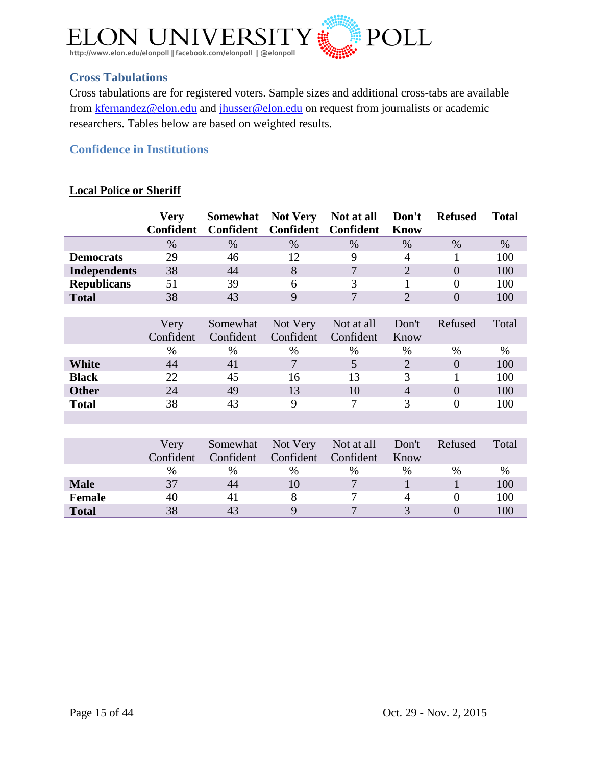## Cross Tabulations

Cross tabulations are for registered voters. Sample sizes and additional cross-tabs are available from kfernandez@elon.edu and jhusser@elon.edu on request from journalists or academic researchers. Tables below are based on weighted results.

## Confidence in Institutions

**Local Police or Sheriff**

| | Very Confident | Somewhat Confident | Not Very Confident | Not at all Confident | Don't Know | Refused | Total |
|---|---|---|---|---|---|---|---|
| | % | % | % | % | % | % | % |
| **Democrats** | 29 | 46 | 12 | 9 | 4 | 1 | 100 |
| **Independents** | 38 | 44 | 8 | 7 | 2 | 0 | 100 |
| **Republicans** | 51 | 39 | 6 | 3 | 1 | 0 | 100 |
| **Total** | 38 | 43 | 9 | 7 | 2 | 0 | 100 |

| | Very Confident | Somewhat Confident | Not Very Confident | Not at all Confident | Don't Know | Refused | Total |
|---|---|---|---|---|---|---|---|
| | % | % | % | % | % | % | % |
| **White** | 44 | 41 | 7 | 5 | 2 | 0 | 100 |
| **Black** | 22 | 45 | 16 | 13 | 3 | 1 | 100 |
| **Other** | 24 | 49 | 13 | 10 | 4 | 0 | 100 |
| **Total** | 38 | 43 | 9 | 7 | 3 | 0 | 100 |

| | Very Confident | Somewhat Confident | Not Very Confident | Not at all Confident | Don't Know | Refused | Total |
|---|---|---|---|---|---|---|---|
| | % | % | % | % | % | % | % |
| **Male** | 37 | 44 | 10 | 7 | 1 | 1 | 100 |
| **Female** | 40 | 41 | 8 | 7 | 4 | 0 | 100 |
| **Total** | 38 | 43 | 9 | 7 | 3 | 0 | 100 |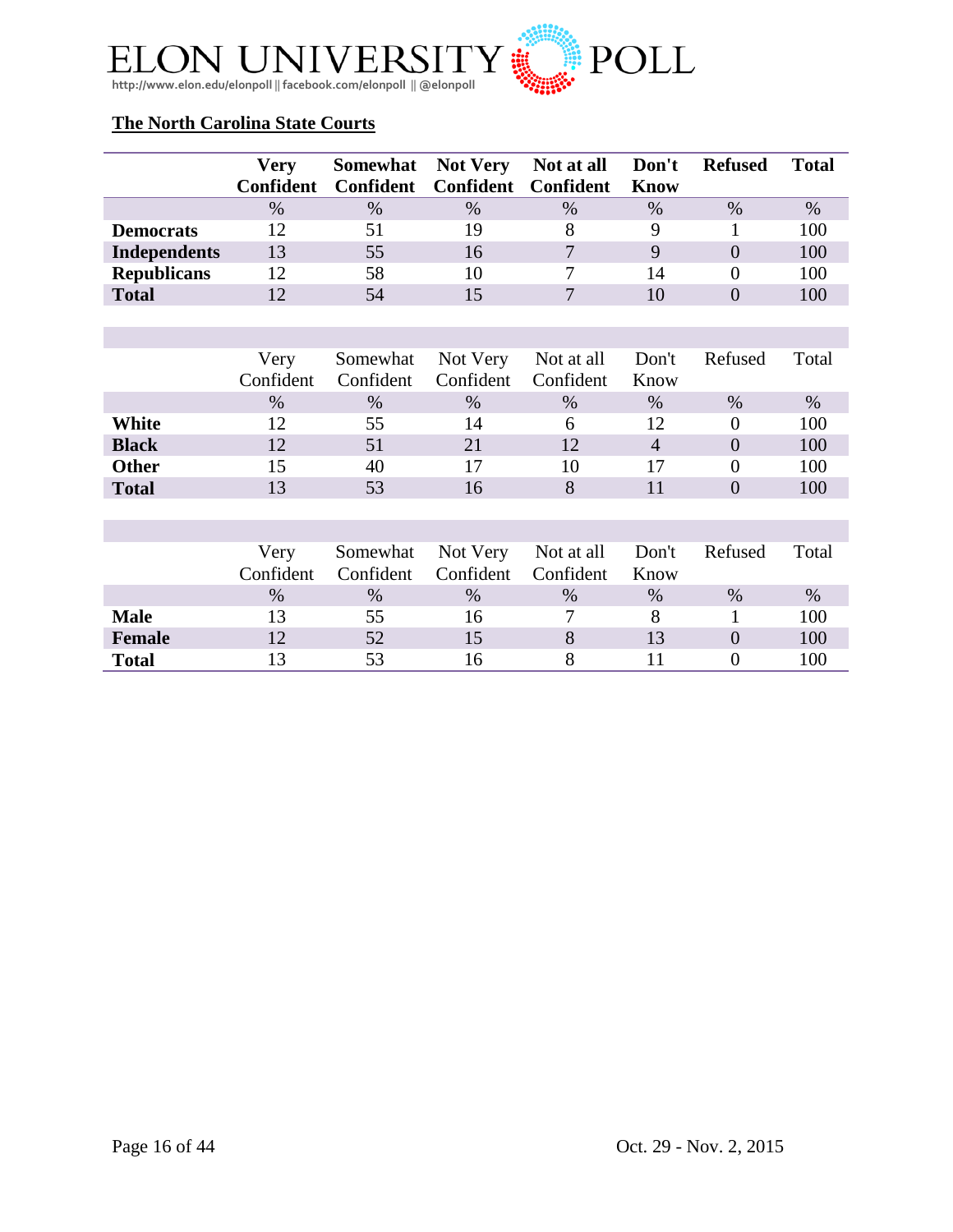## The North Carolina State Courts

| | Very Confident | Somewhat Confident | Not Very Confident | Not at all Confident | Don't Know | Refused | Total |
|---|---|---|---|---|---|---|---|
| | % | % | % | % | % | % | % |
| **Democrats** | 12 | 51 | 19 | 8 | 9 | 1 | 100 |
| **Independents** | 13 | 55 | 16 | 7 | 9 | 0 | 100 |
| **Republicans** | 12 | 58 | 10 | 7 | 14 | 0 | 100 |
| **Total** | 12 | 54 | 15 | 7 | 10 | 0 | 100 |

| | Very Confident | Somewhat Confident | Not Very Confident | Not at all Confident | Don't Know | Refused | Total |
|---|---|---|---|---|---|---|---|
| | % | % | % | % | % | % | % |
| **White** | 12 | 55 | 14 | 6 | 12 | 0 | 100 |
| **Black** | 12 | 51 | 21 | 12 | 4 | 0 | 100 |
| **Other** | 15 | 40 | 17 | 10 | 17 | 0 | 100 |
| **Total** | 13 | 53 | 16 | 8 | 11 | 0 | 100 |

| | Very Confident | Somewhat Confident | Not Very Confident | Not at all Confident | Don't Know | Refused | Total |
|---|---|---|---|---|---|---|---|
| | % | % | % | % | % | % | % |
| **Male** | 13 | 55 | 16 | 7 | 8 | 1 | 100 |
| **Female** | 12 | 52 | 15 | 8 | 13 | 0 | 100 |
| **Total** | 13 | 53 | 16 | 8 | 11 | 0 | 100 |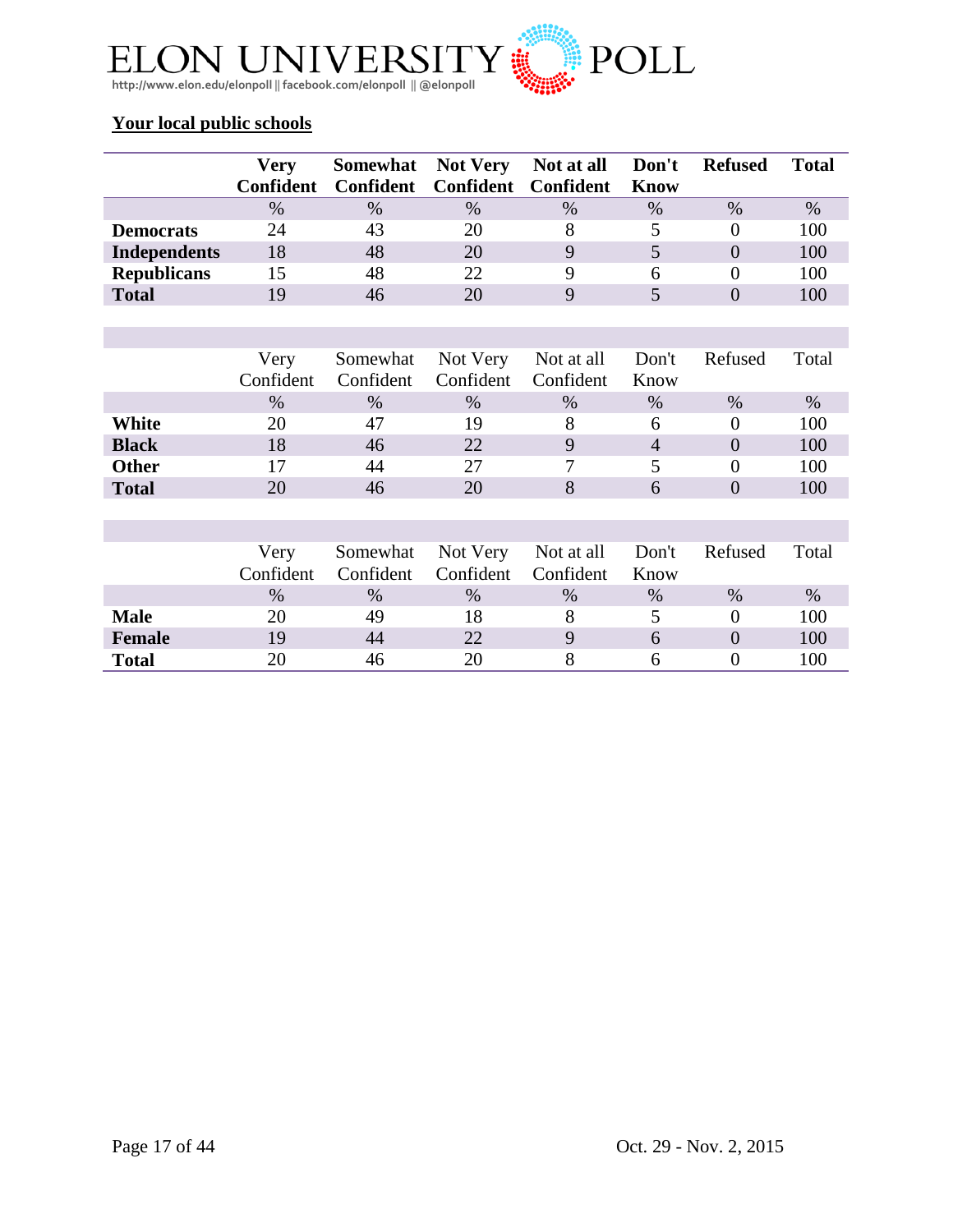**Your local public schools**

| | Very Confident | Somewhat Confident | Not Very Confident | Not at all Confident | Don't Know | Refused | Total |
|---|---|---|---|---|---|---|---|
| | % | % | % | % | % | % | % |
| **Democrats** | 24 | 43 | 20 | 8 | 5 | 0 | 100 |
| **Independents** | 18 | 48 | 20 | 9 | 5 | 0 | 100 |
| **Republicans** | 15 | 48 | 22 | 9 | 6 | 0 | 100 |
| **Total** | 19 | 46 | 20 | 9 | 5 | 0 | 100 |

| | Very Confident | Somewhat Confident | Not Very Confident | Not at all Confident | Don't Know | Refused | Total |
|---|---|---|---|---|---|---|---|
| | % | % | % | % | % | % | % |
| **White** | 20 | 47 | 19 | 8 | 6 | 0 | 100 |
| **Black** | 18 | 46 | 22 | 9 | 4 | 0 | 100 |
| **Other** | 17 | 44 | 27 | 7 | 5 | 0 | 100 |
| **Total** | 20 | 46 | 20 | 8 | 6 | 0 | 100 |

| | Very Confident | Somewhat Confident | Not Very Confident | Not at all Confident | Don't Know | Refused | Total |
|---|---|---|---|---|---|---|---|
| | % | % | % | % | % | % | % |
| **Male** | 20 | 49 | 18 | 8 | 5 | 0 | 100 |
| **Female** | 19 | 44 | 22 | 9 | 6 | 0 | 100 |
| **Total** | 20 | 46 | 20 | 8 | 6 | 0 | 100 |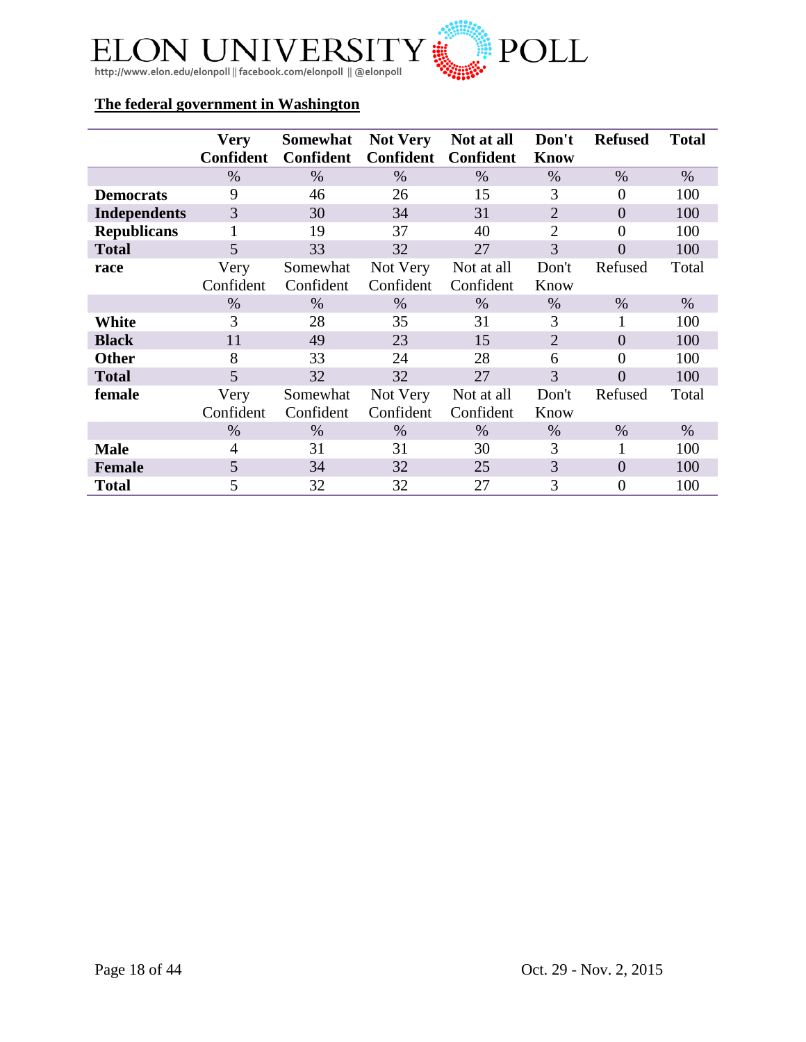**The federal government in Washington**

| | Very Confident | Somewhat Confident | Not Very Confident | Not at all Confident | Don't Know | Refused | Total |
|---|---|---|---|---|---|---|---|
| | % | % | % | % | % | % | % |
| **Democrats** | 9 | 46 | 26 | 15 | 3 | 0 | 100 |
| **Independents** | 3 | 30 | 34 | 31 | 2 | 0 | 100 |
| **Republicans** | 1 | 19 | 37 | 40 | 2 | 0 | 100 |
| **Total** | 5 | 33 | 32 | 27 | 3 | 0 | 100 |
| **race** | Very Confident | Somewhat Confident | Not Very Confident | Not at all Confident | Don't Know | Refused | Total |
| | % | % | % | % | % | % | % |
| **White** | 3 | 28 | 35 | 31 | 3 | 1 | 100 |
| **Black** | 11 | 49 | 23 | 15 | 2 | 0 | 100 |
| **Other** | 8 | 33 | 24 | 28 | 6 | 0 | 100 |
| **Total** | 5 | 32 | 32 | 27 | 3 | 0 | 100 |
| **female** | Very Confident | Somewhat Confident | Not Very Confident | Not at all Confident | Don't Know | Refused | Total |
| | % | % | % | % | % | % | % |
| **Male** | 4 | 31 | 31 | 30 | 3 | 1 | 100 |
| **Female** | 5 | 34 | 32 | 25 | 3 | 0 | 100 |
| **Total** | 5 | 32 | 32 | 27 | 3 | 0 | 100 |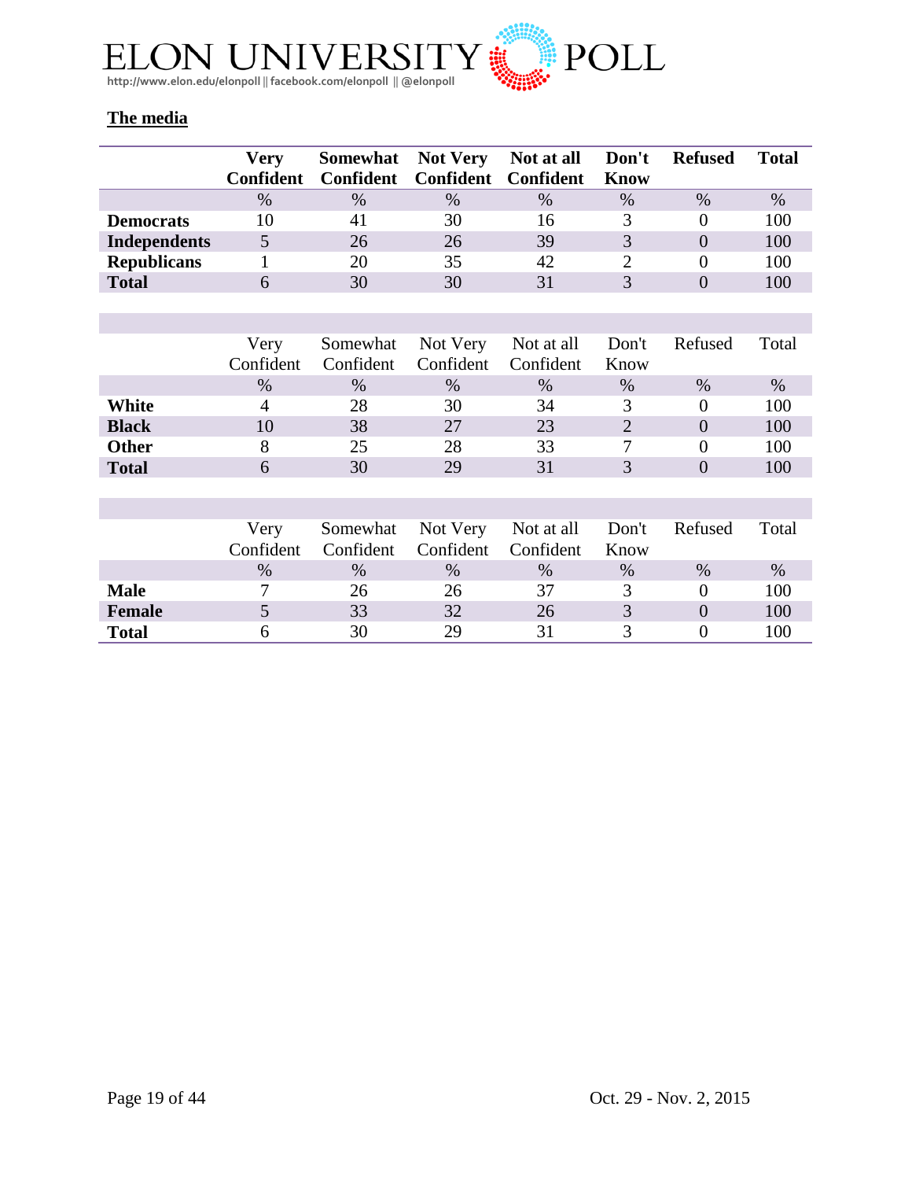## The media

| | Very Confident | Somewhat Confident | Not Very Confident | Not at all Confident | Don't Know | Refused | Total |
|---|---|---|---|---|---|---|---|
| | % | % | % | % | % | % | % |
| **Democrats** | 10 | 41 | 30 | 16 | 3 | 0 | 100 |
| **Independents** | 5 | 26 | 26 | 39 | 3 | 0 | 100 |
| **Republicans** | 1 | 20 | 35 | 42 | 2 | 0 | 100 |
| **Total** | 6 | 30 | 30 | 31 | 3 | 0 | 100 |

| | Very Confident | Somewhat Confident | Not Very Confident | Not at all Confident | Don't Know | Refused | Total |
|---|---|---|---|---|---|---|---|
| | % | % | % | % | % | % | % |
| **White** | 4 | 28 | 30 | 34 | 3 | 0 | 100 |
| **Black** | 10 | 38 | 27 | 23 | 2 | 0 | 100 |
| **Other** | 8 | 25 | 28 | 33 | 7 | 0 | 100 |
| **Total** | 6 | 30 | 29 | 31 | 3 | 0 | 100 |

| | Very Confident | Somewhat Confident | Not Very Confident | Not at all Confident | Don't Know | Refused | Total |
|---|---|---|---|---|---|---|---|
| | % | % | % | % | % | % | % |
| **Male** | 7 | 26 | 26 | 37 | 3 | 0 | 100 |
| **Female** | 5 | 33 | 32 | 26 | 3 | 0 | 100 |
| **Total** | 6 | 30 | 29 | 31 | 3 | 0 | 100 |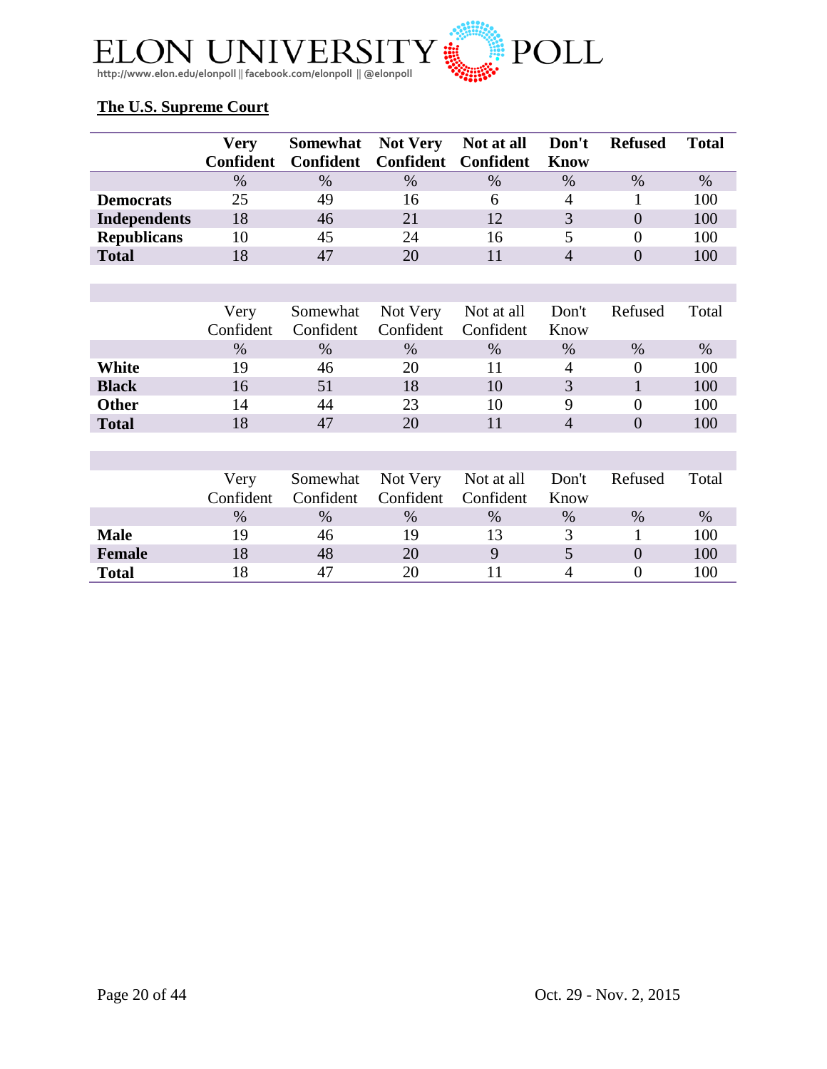## The U.S. Supreme Court

| | Very Confident | Somewhat Confident | Not Very Confident | Not at all Confident | Don't Know | Refused | Total |
|---|---|---|---|---|---|---|---|
| | % | % | % | % | % | % | % |
| **Democrats** | 25 | 49 | 16 | 6 | 4 | 1 | 100 |
| **Independents** | 18 | 46 | 21 | 12 | 3 | 0 | 100 |
| **Republicans** | 10 | 45 | 24 | 16 | 5 | 0 | 100 |
| **Total** | 18 | 47 | 20 | 11 | 4 | 0 | 100 |

| | Very Confident | Somewhat Confident | Not Very Confident | Not at all Confident | Don't Know | Refused | Total |
|---|---|---|---|---|---|---|---|
| | % | % | % | % | % | % | % |
| **White** | 19 | 46 | 20 | 11 | 4 | 0 | 100 |
| **Black** | 16 | 51 | 18 | 10 | 3 | 1 | 100 |
| **Other** | 14 | 44 | 23 | 10 | 9 | 0 | 100 |
| **Total** | 18 | 47 | 20 | 11 | 4 | 0 | 100 |

| | Very Confident | Somewhat Confident | Not Very Confident | Not at all Confident | Don't Know | Refused | Total |
|---|---|---|---|---|---|---|---|
| | % | % | % | % | % | % | % |
| **Male** | 19 | 46 | 19 | 13 | 3 | 1 | 100 |
| **Female** | 18 | 48 | 20 | 9 | 5 | 0 | 100 |
| **Total** | 18 | 47 | 20 | 11 | 4 | 0 | 100 |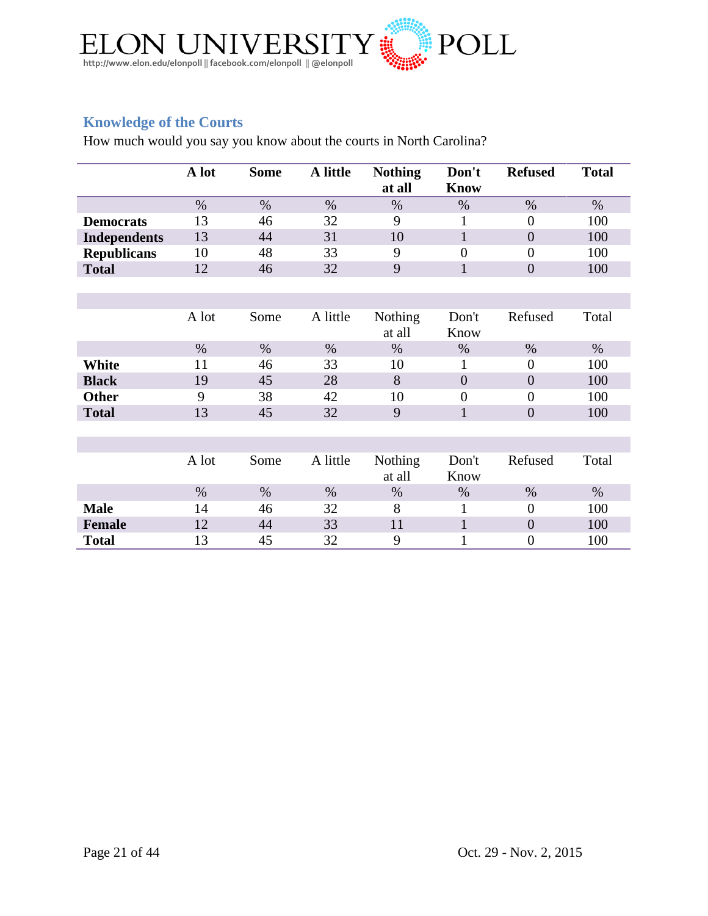## Knowledge of the Courts

How much would you say you know about the courts in North Carolina?

| | A lot | Some | A little | Nothing at all | Don't Know | Refused | Total |
|---|---|---|---|---|---|---|---|
| | % | % | % | % | % | % | % |
| **Democrats** | 13 | 46 | 32 | 9 | 1 | 0 | 100 |
| **Independents** | 13 | 44 | 31 | 10 | 1 | 0 | 100 |
| **Republicans** | 10 | 48 | 33 | 9 | 0 | 0 | 100 |
| **Total** | 12 | 46 | 32 | 9 | 1 | 0 | 100 |

| | A lot | Some | A little | Nothing at all | Don't Know | Refused | Total |
|---|---|---|---|---|---|---|---|
| | % | % | % | % | % | % | % |
| **White** | 11 | 46 | 33 | 10 | 1 | 0 | 100 |
| **Black** | 19 | 45 | 28 | 8 | 0 | 0 | 100 |
| **Other** | 9 | 38 | 42 | 10 | 0 | 0 | 100 |
| **Total** | 13 | 45 | 32 | 9 | 1 | 0 | 100 |

| | A lot | Some | A little | Nothing at all | Don't Know | Refused | Total |
|---|---|---|---|---|---|---|---|
| | % | % | % | % | % | % | % |
| **Male** | 14 | 46 | 32 | 8 | 1 | 0 | 100 |
| **Female** | 12 | 44 | 33 | 11 | 1 | 0 | 100 |
| **Total** | 13 | 45 | 32 | 9 | 1 | 0 | 100 |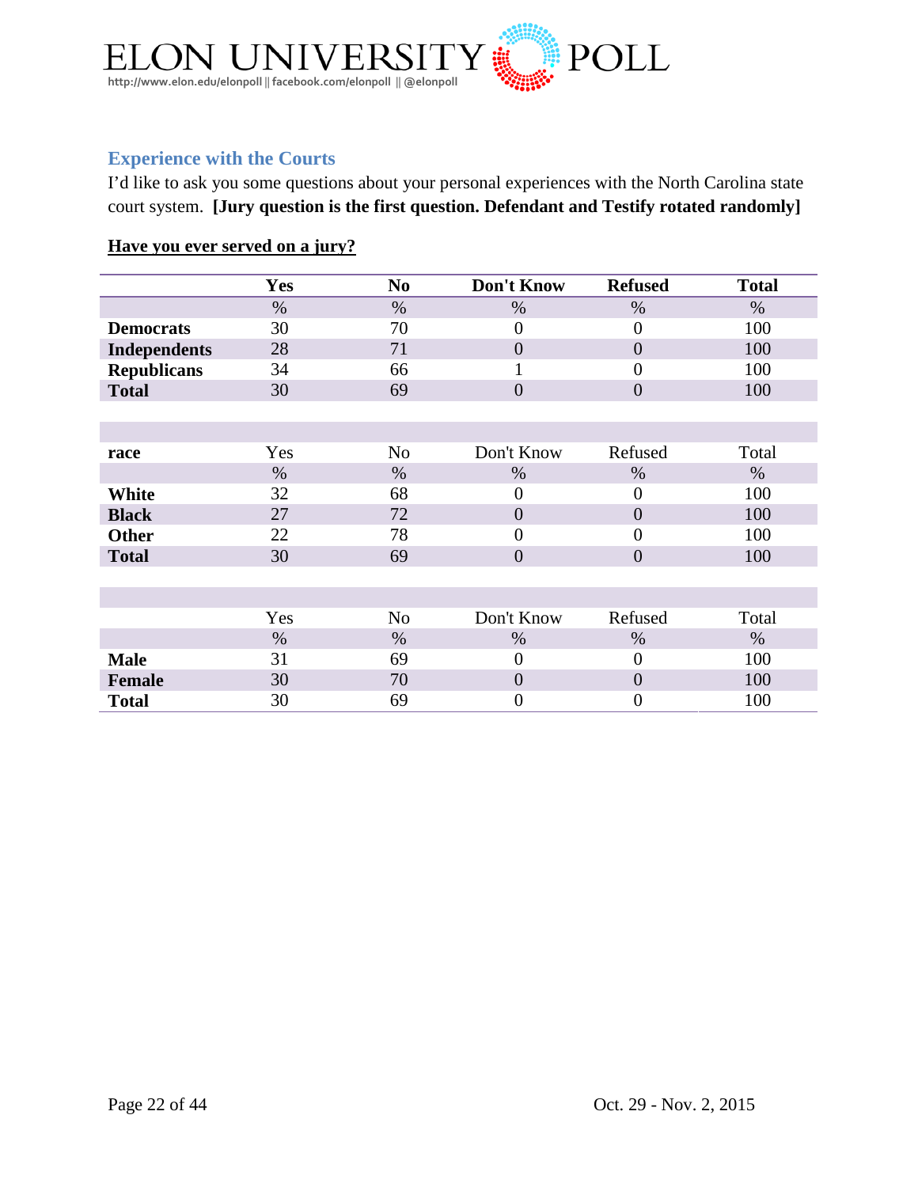## Experience with the Courts

I'd like to ask you some questions about your personal experiences with the North Carolina state court system. **[Jury question is the first question. Defendant and Testify rotated randomly]**

**Have you ever served on a jury?**

| | Yes | No | Don't Know | Refused | Total |
|---|---|---|---|---|---|
| | % | % | % | % | % |
| **Democrats** | 30 | 70 | 0 | 0 | 100 |
| **Independents** | 28 | 71 | 0 | 0 | 100 |
| **Republicans** | 34 | 66 | 1 | 0 | 100 |
| **Total** | 30 | 69 | 0 | 0 | 100 |

| race | Yes | No | Don't Know | Refused | Total |
|---|---|---|---|---|---|
| | % | % | % | % | % |
| **White** | 32 | 68 | 0 | 0 | 100 |
| **Black** | 27 | 72 | 0 | 0 | 100 |
| **Other** | 22 | 78 | 0 | 0 | 100 |
| **Total** | 30 | 69 | 0 | 0 | 100 |

| | Yes | No | Don't Know | Refused | Total |
|---|---|---|---|---|---|
| | % | % | % | % | % |
| **Male** | 31 | 69 | 0 | 0 | 100 |
| **Female** | 30 | 70 | 0 | 0 | 100 |
| **Total** | 30 | 69 | 0 | 0 | 100 |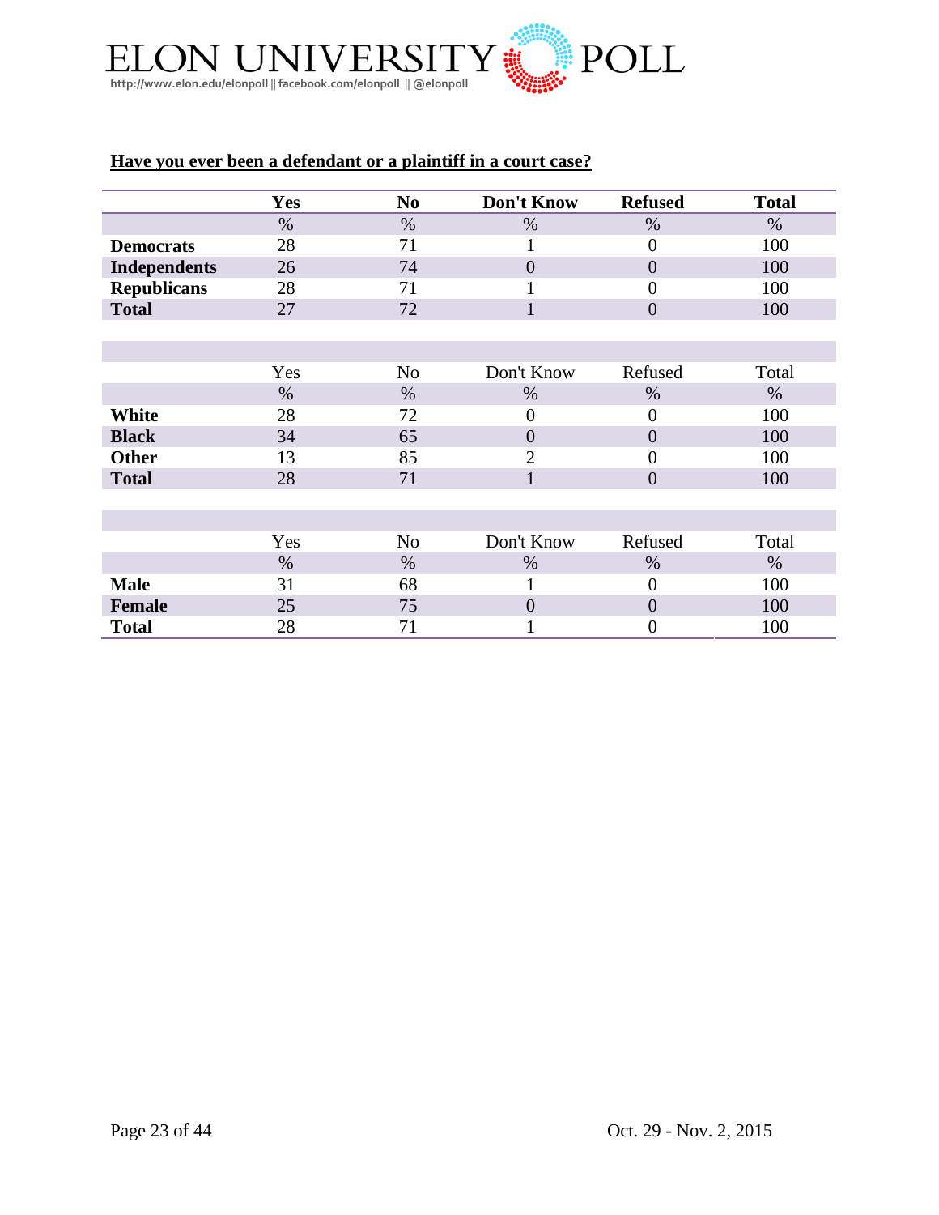**Have you ever been a defendant or a plaintiff in a court case?**

| | Yes | No | Don't Know | Refused | Total |
|---|---|---|---|---|---|
| | % | % | % | % | % |
| **Democrats** | 28 | 71 | 1 | 0 | 100 |
| **Independents** | 26 | 74 | 0 | 0 | 100 |
| **Republicans** | 28 | 71 | 1 | 0 | 100 |
| **Total** | 27 | 72 | 1 | 0 | 100 |

| | Yes | No | Don't Know | Refused | Total |
|---|---|---|---|---|---|
| | % | % | % | % | % |
| **White** | 28 | 72 | 0 | 0 | 100 |
| **Black** | 34 | 65 | 0 | 0 | 100 |
| **Other** | 13 | 85 | 2 | 0 | 100 |
| **Total** | 28 | 71 | 1 | 0 | 100 |

| | Yes | No | Don't Know | Refused | Total |
|---|---|---|---|---|---|
| | % | % | % | % | % |
| **Male** | 31 | 68 | 1 | 0 | 100 |
| **Female** | 25 | 75 | 0 | 0 | 100 |
| **Total** | 28 | 71 | 1 | 0 | 100 |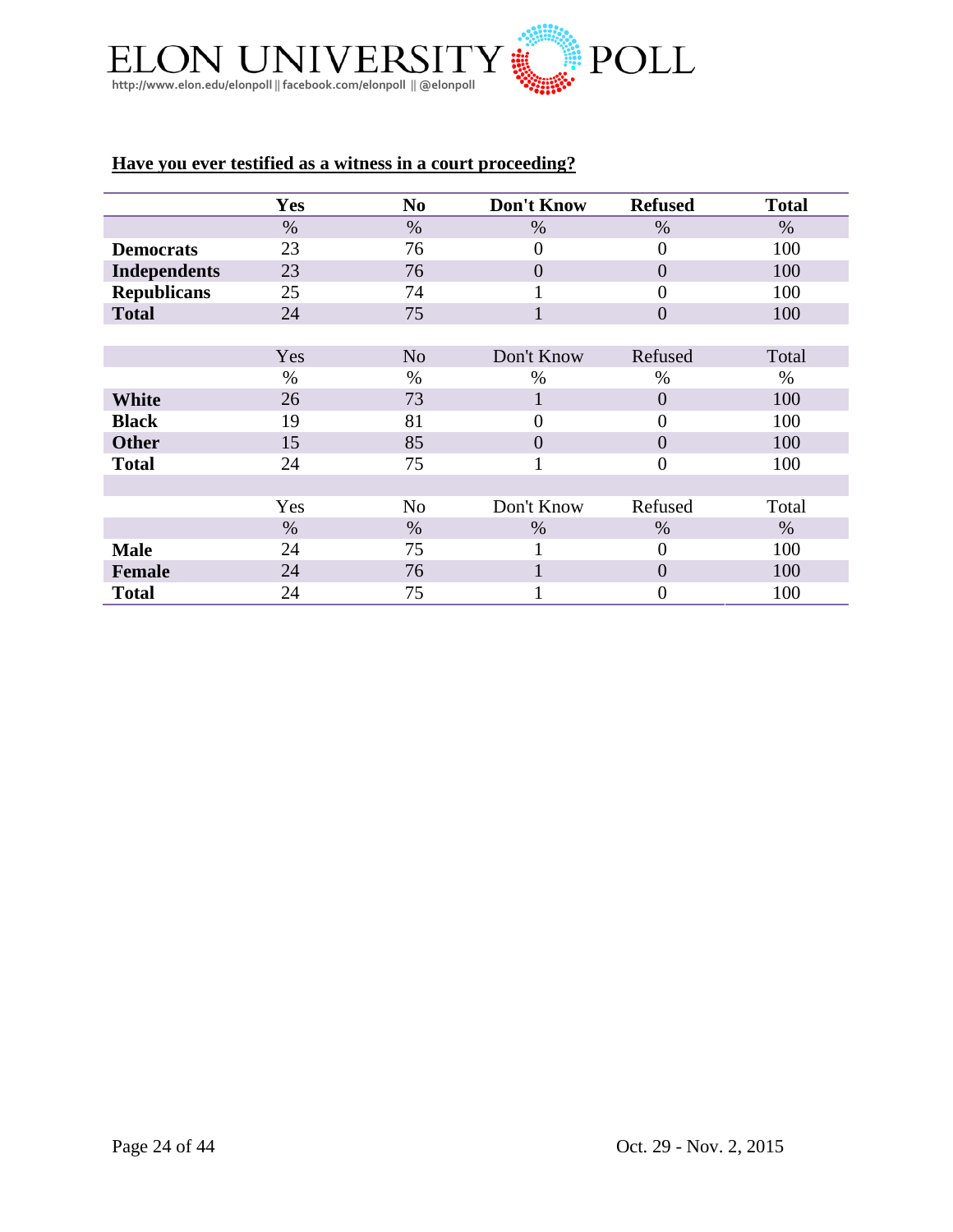**Have you ever testified as a witness in a court proceeding?**

| | Yes | No | Don't Know | Refused | Total |
|---|---|---|---|---|---|
| | % | % | % | % | % |
| **Democrats** | 23 | 76 | 0 | 0 | 100 |
| **Independents** | 23 | 76 | 0 | 0 | 100 |
| **Republicans** | 25 | 74 | 1 | 0 | 100 |
| **Total** | 24 | 75 | 1 | 0 | 100 |
| | | | | | |
| | Yes | No | Don't Know | Refused | Total |
| | % | % | % | % | % |
| **White** | 26 | 73 | 1 | 0 | 100 |
| **Black** | 19 | 81 | 0 | 0 | 100 |
| **Other** | 15 | 85 | 0 | 0 | 100 |
| **Total** | 24 | 75 | 1 | 0 | 100 |
| | | | | | |
| | Yes | No | Don't Know | Refused | Total |
| | % | % | % | % | % |
| **Male** | 24 | 75 | 1 | 0 | 100 |
| **Female** | 24 | 76 | 1 | 0 | 100 |
| **Total** | 24 | 75 | 1 | 0 | 100 |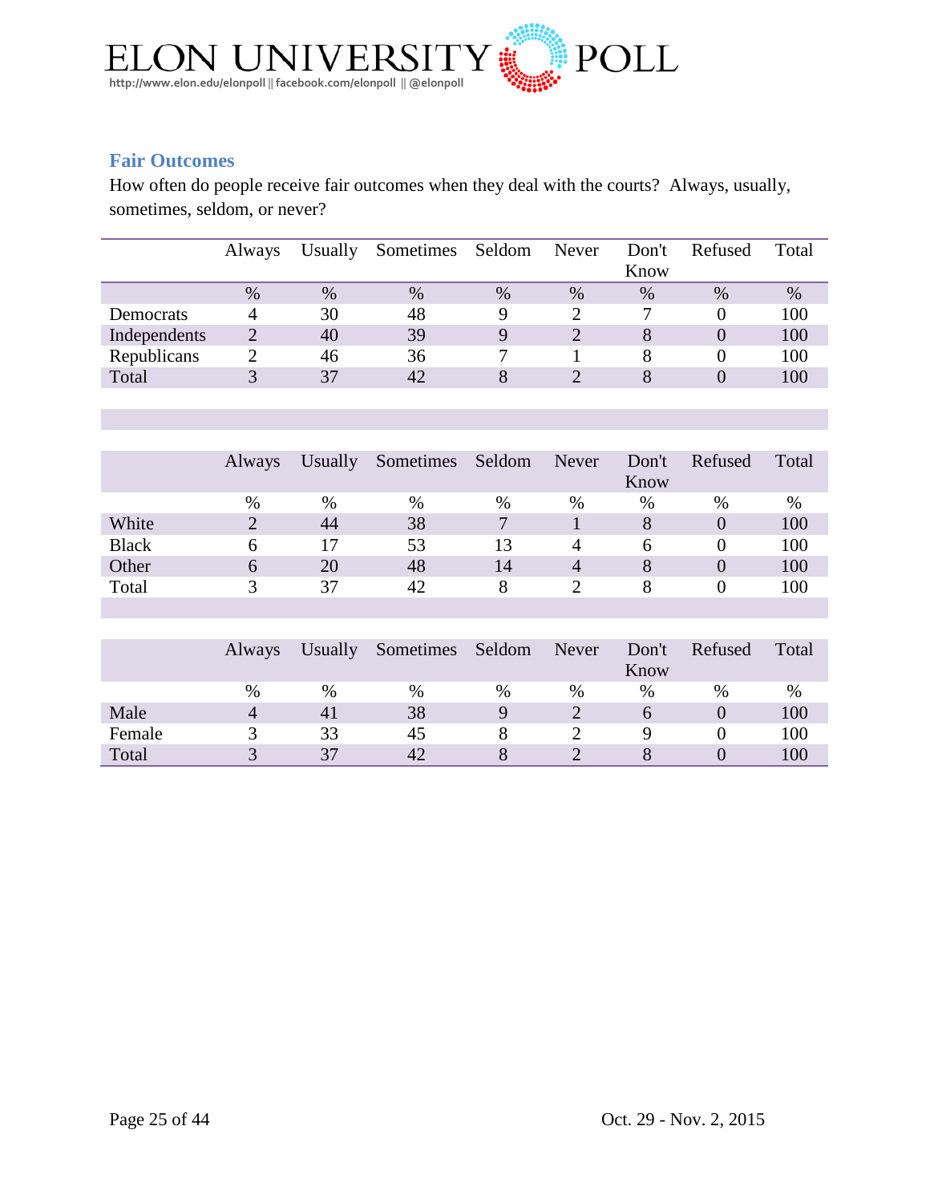## Fair Outcomes

How often do people receive fair outcomes when they deal with the courts? Always, usually, sometimes, seldom, or never?

| | Always | Usually | Sometimes | Seldom | Never | Don't Know | Refused | Total |
|---|---|---|---|---|---|---|---|---|
| | % | % | % | % | % | % | % | % |
| Democrats | 4 | 30 | 48 | 9 | 2 | 7 | 0 | 100 |
| Independents | 2 | 40 | 39 | 9 | 2 | 8 | 0 | 100 |
| Republicans | 2 | 46 | 36 | 7 | 1 | 8 | 0 | 100 |
| Total | 3 | 37 | 42 | 8 | 2 | 8 | 0 | 100 |

| | Always | Usually | Sometimes | Seldom | Never | Don't Know | Refused | Total |
|---|---|---|---|---|---|---|---|---|
| | % | % | % | % | % | % | % | % |
| White | 2 | 44 | 38 | 7 | 1 | 8 | 0 | 100 |
| Black | 6 | 17 | 53 | 13 | 4 | 6 | 0 | 100 |
| Other | 6 | 20 | 48 | 14 | 4 | 8 | 0 | 100 |
| Total | 3 | 37 | 42 | 8 | 2 | 8 | 0 | 100 |

| | Always | Usually | Sometimes | Seldom | Never | Don't Know | Refused | Total |
|---|---|---|---|---|---|---|---|---|
| | % | % | % | % | % | % | % | % |
| Male | 4 | 41 | 38 | 9 | 2 | 6 | 0 | 100 |
| Female | 3 | 33 | 45 | 8 | 2 | 9 | 0 | 100 |
| Total | 3 | 37 | 42 | 8 | 2 | 8 | 0 | 100 |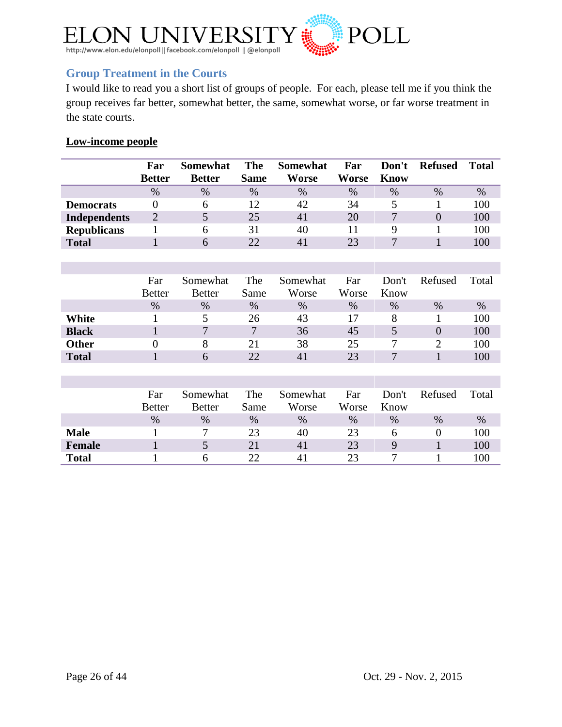## Group Treatment in the Courts

I would like to read you a short list of groups of people. For each, please tell me if you think the group receives far better, somewhat better, the same, somewhat worse, or far worse treatment in the state courts.

### Low-income people

| | Far Better | Somewhat Better | The Same | Somewhat Worse | Far Worse | Don't Know | Refused | Total |
|---|---|---|---|---|---|---|---|---|
| | % | % | % | % | % | % | % | % |
| **Democrats** | 0 | 6 | 12 | 42 | 34 | 5 | 1 | 100 |
| **Independents** | 2 | 5 | 25 | 41 | 20 | 7 | 0 | 100 |
| **Republicans** | 1 | 6 | 31 | 40 | 11 | 9 | 1 | 100 |
| **Total** | 1 | 6 | 22 | 41 | 23 | 7 | 1 | 100 |

| | Far Better | Somewhat Better | The Same | Somewhat Worse | Far Worse | Don't Know | Refused | Total |
|---|---|---|---|---|---|---|---|---|
| | % | % | % | % | % | % | % | % |
| **White** | 1 | 5 | 26 | 43 | 17 | 8 | 1 | 100 |
| **Black** | 1 | 7 | 7 | 36 | 45 | 5 | 0 | 100 |
| **Other** | 0 | 8 | 21 | 38 | 25 | 7 | 2 | 100 |
| **Total** | 1 | 6 | 22 | 41 | 23 | 7 | 1 | 100 |

| | Far Better | Somewhat Better | The Same | Somewhat Worse | Far Worse | Don't Know | Refused | Total |
|---|---|---|---|---|---|---|---|---|
| | % | % | % | % | % | % | % | % |
| **Male** | 1 | 7 | 23 | 40 | 23 | 6 | 0 | 100 |
| **Female** | 1 | 5 | 21 | 41 | 23 | 9 | 1 | 100 |
| **Total** | 1 | 6 | 22 | 41 | 23 | 7 | 1 | 100 |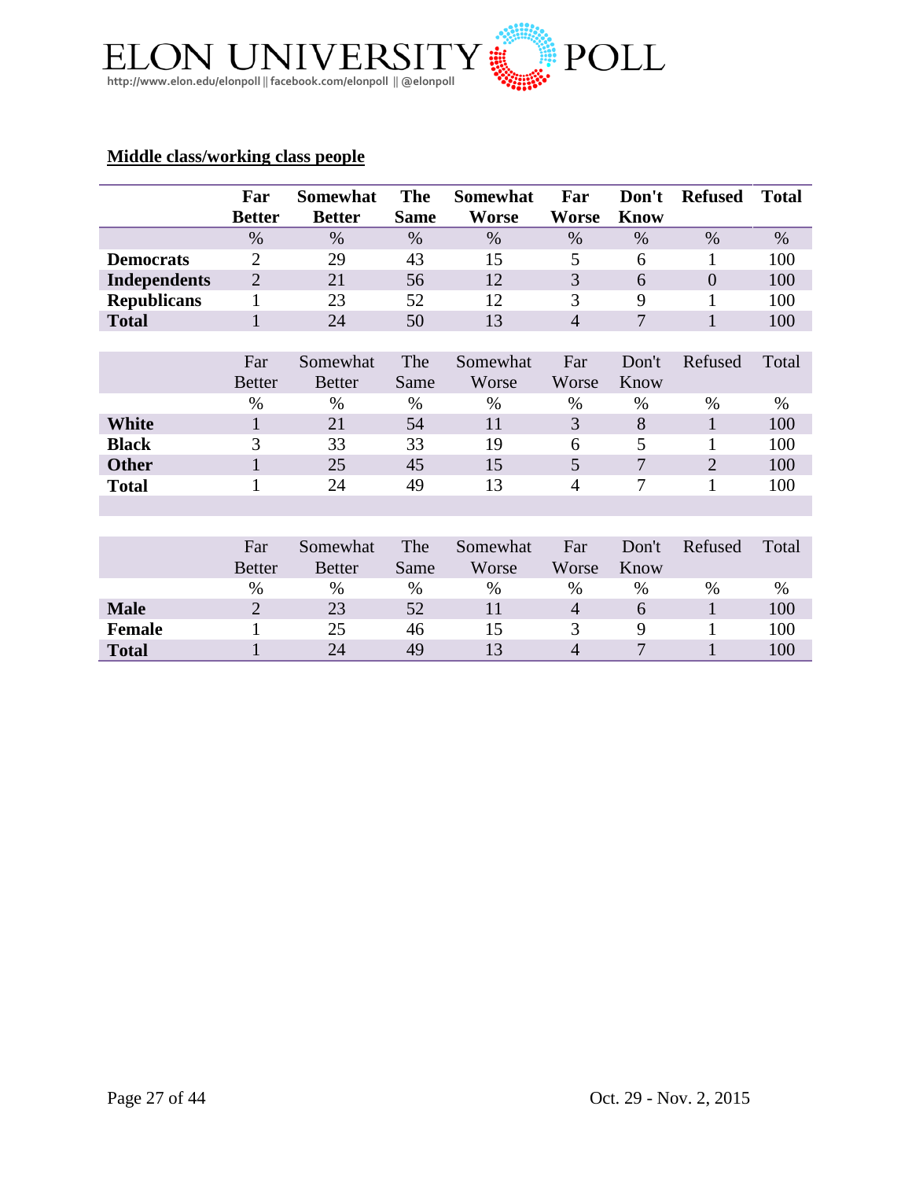**Middle class/working class people**

| | Far Better | Somewhat Better | The Same | Somewhat Worse | Far Worse | Don't Know | Refused | Total |
|---|---|---|---|---|---|---|---|---|
| | % | % | % | % | % | % | % | % |
| **Democrats** | 2 | 29 | 43 | 15 | 5 | 6 | 1 | 100 |
| **Independents** | 2 | 21 | 56 | 12 | 3 | 6 | 0 | 100 |
| **Republicans** | 1 | 23 | 52 | 12 | 3 | 9 | 1 | 100 |
| **Total** | 1 | 24 | 50 | 13 | 4 | 7 | 1 | 100 |

| | Far Better | Somewhat Better | The Same | Somewhat Worse | Far Worse | Don't Know | Refused | Total |
|---|---|---|---|---|---|---|---|---|
| | % | % | % | % | % | % | % | % |
| **White** | 1 | 21 | 54 | 11 | 3 | 8 | 1 | 100 |
| **Black** | 3 | 33 | 33 | 19 | 6 | 5 | 1 | 100 |
| **Other** | 1 | 25 | 45 | 15 | 5 | 7 | 2 | 100 |
| **Total** | 1 | 24 | 49 | 13 | 4 | 7 | 1 | 100 |

| | Far Better | Somewhat Better | The Same | Somewhat Worse | Far Worse | Don't Know | Refused | Total |
|---|---|---|---|---|---|---|---|---|
| | % | % | % | % | % | % | % | % |
| **Male** | 2 | 23 | 52 | 11 | 4 | 6 | 1 | 100 |
| **Female** | 1 | 25 | 46 | 15 | 3 | 9 | 1 | 100 |
| **Total** | 1 | 24 | 49 | 13 | 4 | 7 | 1 | 100 |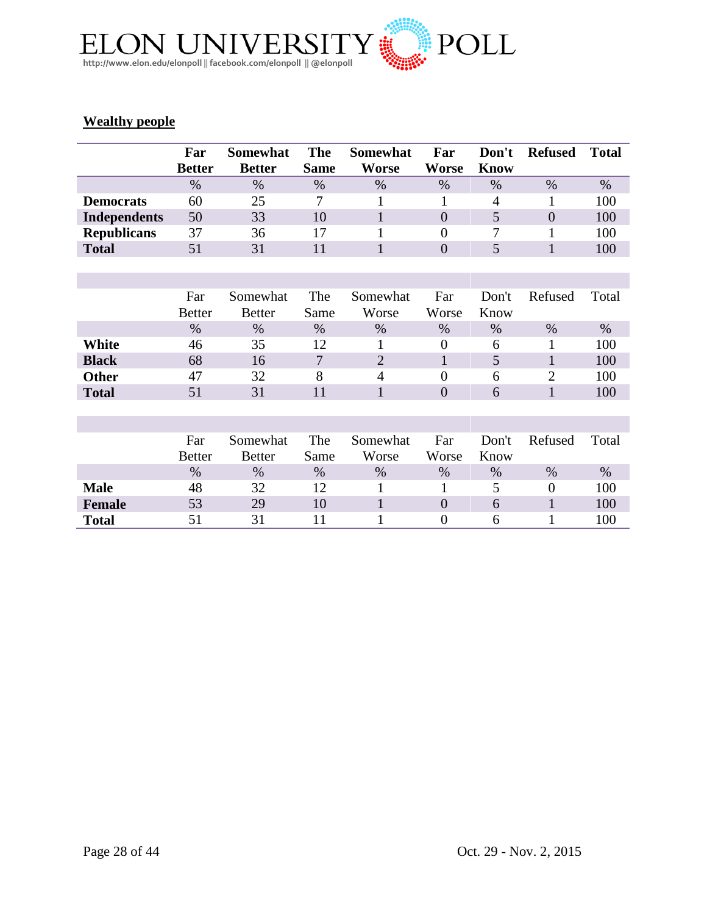**Wealthy people**

| | Far Better | Somewhat Better | The Same | Somewhat Worse | Far Worse | Don't Know | Refused | Total |
|---|---|---|---|---|---|---|---|---|
| | % | % | % | % | % | % | % | % |
| **Democrats** | 60 | 25 | 7 | 1 | 1 | 4 | 1 | 100 |
| **Independents** | 50 | 33 | 10 | 1 | 0 | 5 | 0 | 100 |
| **Republicans** | 37 | 36 | 17 | 1 | 0 | 7 | 1 | 100 |
| **Total** | 51 | 31 | 11 | 1 | 0 | 5 | 1 | 100 |

| | Far Better | Somewhat Better | The Same | Somewhat Worse | Far Worse | Don't Know | Refused | Total |
|---|---|---|---|---|---|---|---|---|
| | % | % | % | % | % | % | % | % |
| **White** | 46 | 35 | 12 | 1 | 0 | 6 | 1 | 100 |
| **Black** | 68 | 16 | 7 | 2 | 1 | 5 | 1 | 100 |
| **Other** | 47 | 32 | 8 | 4 | 0 | 6 | 2 | 100 |
| **Total** | 51 | 31 | 11 | 1 | 0 | 6 | 1 | 100 |

| | Far Better | Somewhat Better | The Same | Somewhat Worse | Far Worse | Don't Know | Refused | Total |
|---|---|---|---|---|---|---|---|---|
| | % | % | % | % | % | % | % | % |
| **Male** | 48 | 32 | 12 | 1 | 1 | 5 | 0 | 100 |
| **Female** | 53 | 29 | 10 | 1 | 0 | 6 | 1 | 100 |
| **Total** | 51 | 31 | 11 | 1 | 0 | 6 | 1 | 100 |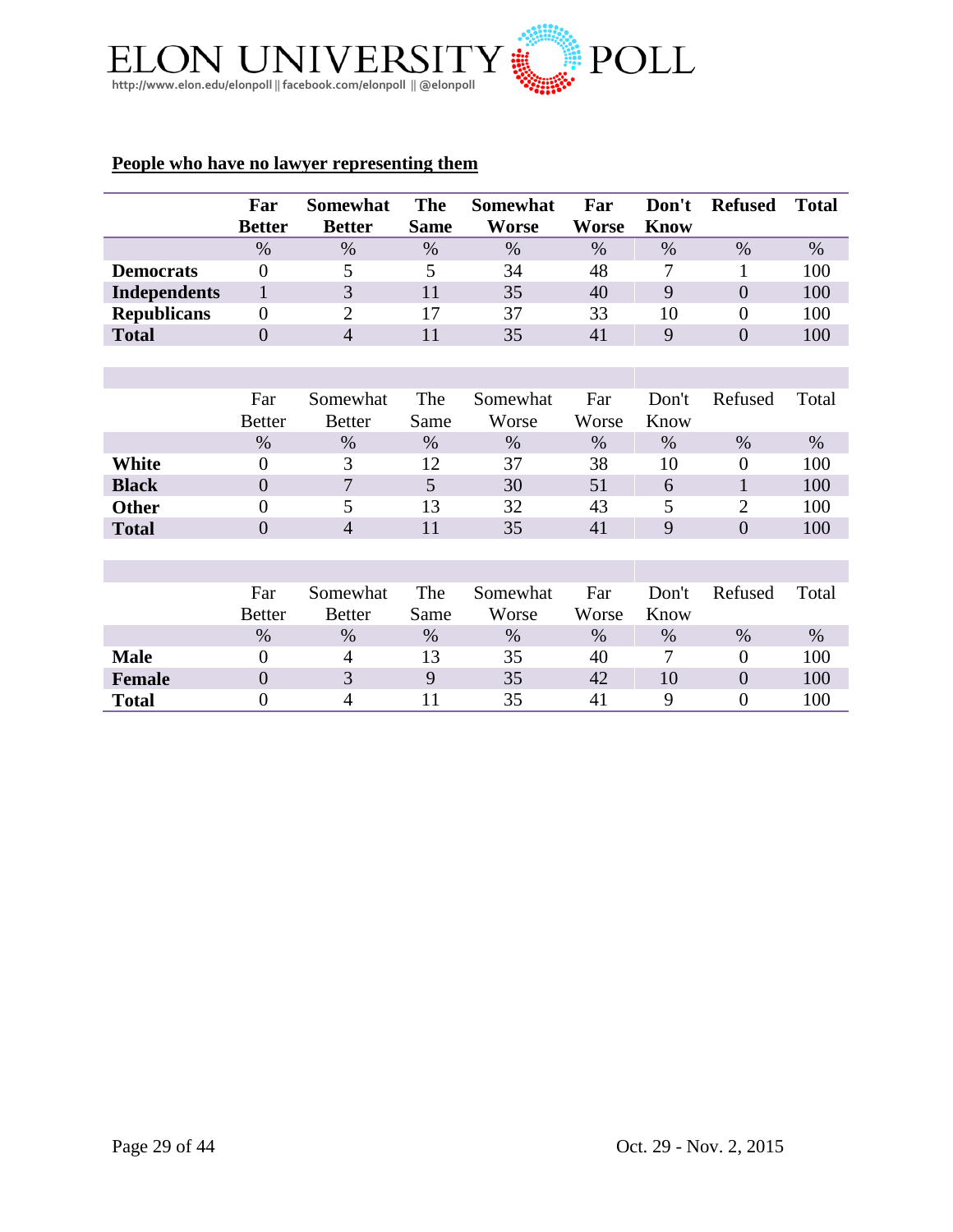**People who have no lawyer representing them**

| | Far Better | Somewhat Better | The Same | Somewhat Worse | Far Worse | Don't Know | Refused | Total |
|---|---|---|---|---|---|---|---|---|
| | % | % | % | % | % | % | % | % |
| **Democrats** | 0 | 5 | 5 | 34 | 48 | 7 | 1 | 100 |
| **Independents** | 1 | 3 | 11 | 35 | 40 | 9 | 0 | 100 |
| **Republicans** | 0 | 2 | 17 | 37 | 33 | 10 | 0 | 100 |
| **Total** | 0 | 4 | 11 | 35 | 41 | 9 | 0 | 100 |

| | Far Better | Somewhat Better | The Same | Somewhat Worse | Far Worse | Don't Know | Refused | Total |
|---|---|---|---|---|---|---|---|---|
| | % | % | % | % | % | % | % | % |
| **White** | 0 | 3 | 12 | 37 | 38 | 10 | 0 | 100 |
| **Black** | 0 | 7 | 5 | 30 | 51 | 6 | 1 | 100 |
| **Other** | 0 | 5 | 13 | 32 | 43 | 5 | 2 | 100 |
| **Total** | 0 | 4 | 11 | 35 | 41 | 9 | 0 | 100 |

| | Far Better | Somewhat Better | The Same | Somewhat Worse | Far Worse | Don't Know | Refused | Total |
|---|---|---|---|---|---|---|---|---|
| | % | % | % | % | % | % | % | % |
| **Male** | 0 | 4 | 13 | 35 | 40 | 7 | 0 | 100 |
| **Female** | 0 | 3 | 9 | 35 | 42 | 10 | 0 | 100 |
| **Total** | 0 | 4 | 11 | 35 | 41 | 9 | 0 | 100 |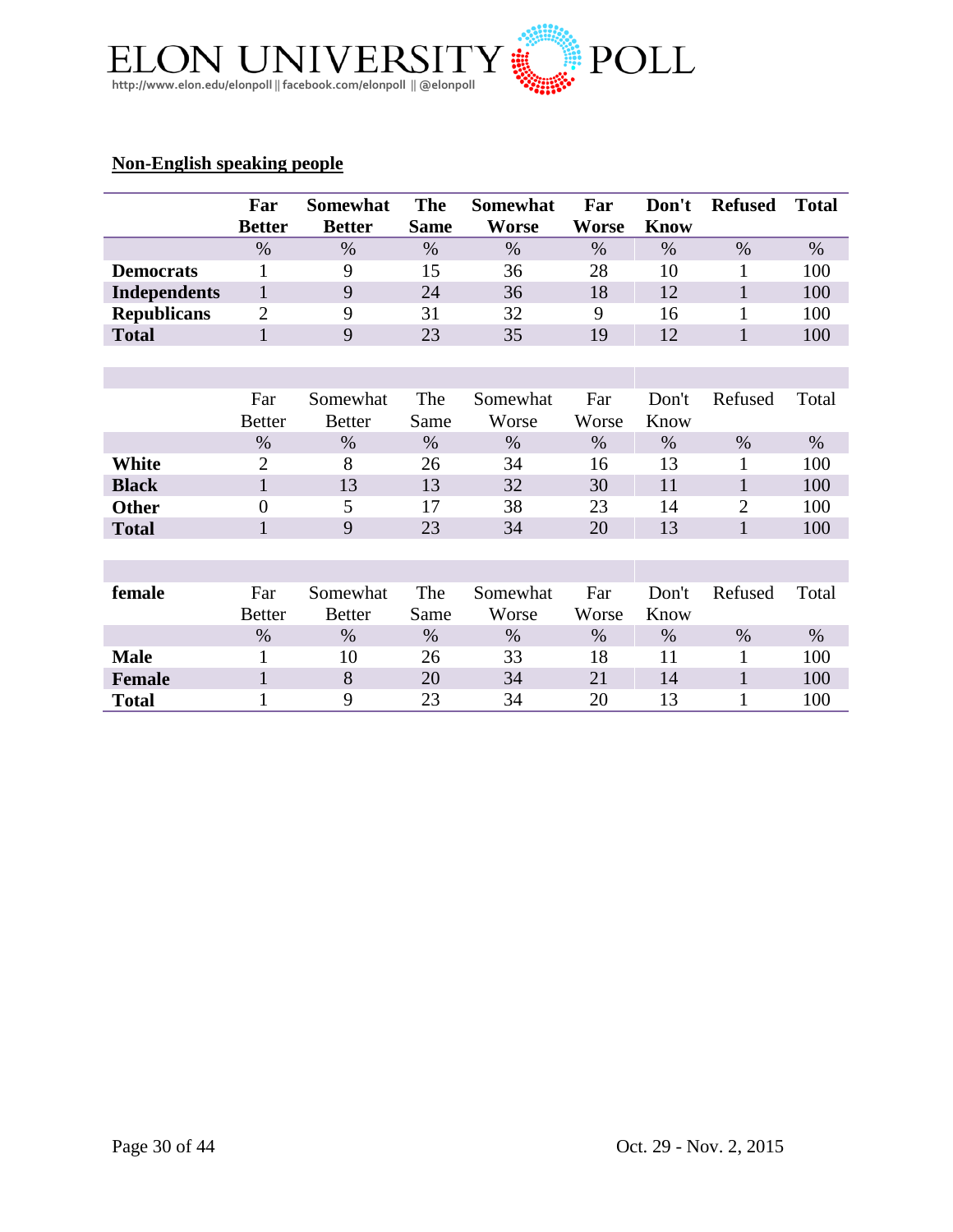## Non-English speaking people

| | Far Better | Somewhat Better | The Same | Somewhat Worse | Far Worse | Don't Know | Refused | Total |
|---|---|---|---|---|---|---|---|---|
| | % | % | % | % | % | % | % | % |
| **Democrats** | 1 | 9 | 15 | 36 | 28 | 10 | 1 | 100 |
| **Independents** | 1 | 9 | 24 | 36 | 18 | 12 | 1 | 100 |
| **Republicans** | 2 | 9 | 31 | 32 | 9 | 16 | 1 | 100 |
| **Total** | 1 | 9 | 23 | 35 | 19 | 12 | 1 | 100 |

| | Far Better | Somewhat Better | The Same | Somewhat Worse | Far Worse | Don't Know | Refused | Total |
|---|---|---|---|---|---|---|---|---|
| | % | % | % | % | % | % | % | % |
| **White** | 2 | 8 | 26 | 34 | 16 | 13 | 1 | 100 |
| **Black** | 1 | 13 | 13 | 32 | 30 | 11 | 1 | 100 |
| **Other** | 0 | 5 | 17 | 38 | 23 | 14 | 2 | 100 |
| **Total** | 1 | 9 | 23 | 34 | 20 | 13 | 1 | 100 |

| **female** | Far Better | Somewhat Better | The Same | Somewhat Worse | Far Worse | Don't Know | Refused | Total |
|---|---|---|---|---|---|---|---|---|
| | % | % | % | % | % | % | % | % |
| **Male** | 1 | 10 | 26 | 33 | 18 | 11 | 1 | 100 |
| **Female** | 1 | 8 | 20 | 34 | 21 | 14 | 1 | 100 |
| **Total** | 1 | 9 | 23 | 34 | 20 | 13 | 1 | 100 |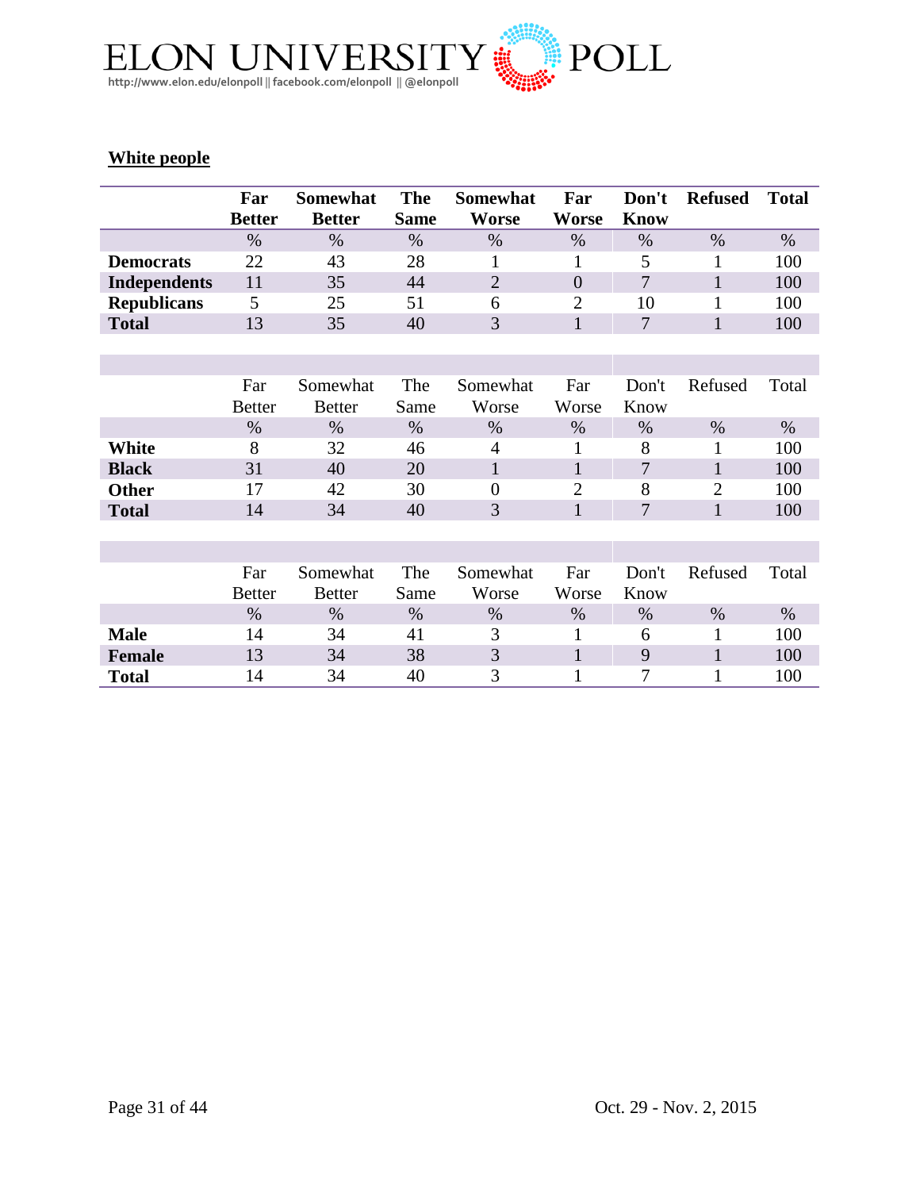## White people

| | Far Better | Somewhat Better | The Same | Somewhat Worse | Far Worse | Don't Know | Refused | Total |
|---|---|---|---|---|---|---|---|---|
| | % | % | % | % | % | % | % | % |
| **Democrats** | 22 | 43 | 28 | 1 | 1 | 5 | 1 | 100 |
| **Independents** | 11 | 35 | 44 | 2 | 0 | 7 | 1 | 100 |
| **Republicans** | 5 | 25 | 51 | 6 | 2 | 10 | 1 | 100 |
| **Total** | 13 | 35 | 40 | 3 | 1 | 7 | 1 | 100 |

| | Far Better | Somewhat Better | The Same | Somewhat Worse | Far Worse | Don't Know | Refused | Total |
|---|---|---|---|---|---|---|---|---|
| | % | % | % | % | % | % | % | % |
| **White** | 8 | 32 | 46 | 4 | 1 | 8 | 1 | 100 |
| **Black** | 31 | 40 | 20 | 1 | 1 | 7 | 1 | 100 |
| **Other** | 17 | 42 | 30 | 0 | 2 | 8 | 2 | 100 |
| **Total** | 14 | 34 | 40 | 3 | 1 | 7 | 1 | 100 |

| | Far Better | Somewhat Better | The Same | Somewhat Worse | Far Worse | Don't Know | Refused | Total |
|---|---|---|---|---|---|---|---|---|
| | % | % | % | % | % | % | % | % |
| **Male** | 14 | 34 | 41 | 3 | 1 | 6 | 1 | 100 |
| **Female** | 13 | 34 | 38 | 3 | 1 | 9 | 1 | 100 |
| **Total** | 14 | 34 | 40 | 3 | 1 | 7 | 1 | 100 |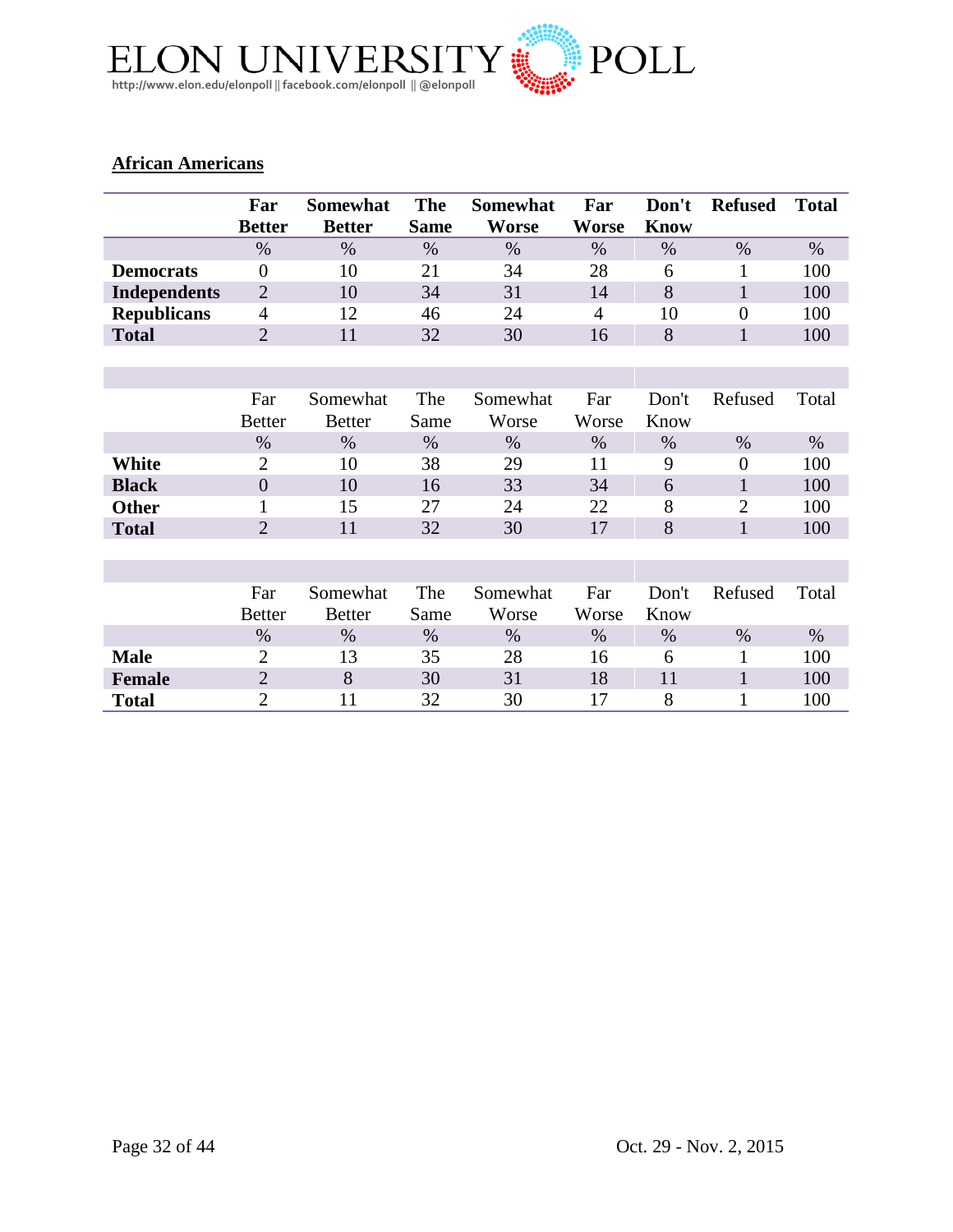## African Americans

| | Far Better | Somewhat Better | The Same | Somewhat Worse | Far Worse | Don't Know | Refused | Total |
|---|---|---|---|---|---|---|---|---|
| | % | % | % | % | % | % | % | % |
| **Democrats** | 0 | 10 | 21 | 34 | 28 | 6 | 1 | 100 |
| **Independents** | 2 | 10 | 34 | 31 | 14 | 8 | 1 | 100 |
| **Republicans** | 4 | 12 | 46 | 24 | 4 | 10 | 0 | 100 |
| **Total** | 2 | 11 | 32 | 30 | 16 | 8 | 1 | 100 |

| | Far Better | Somewhat Better | The Same | Somewhat Worse | Far Worse | Don't Know | Refused | Total |
|---|---|---|---|---|---|---|---|---|
| | % | % | % | % | % | % | % | % |
| **White** | 2 | 10 | 38 | 29 | 11 | 9 | 0 | 100 |
| **Black** | 0 | 10 | 16 | 33 | 34 | 6 | 1 | 100 |
| **Other** | 1 | 15 | 27 | 24 | 22 | 8 | 2 | 100 |
| **Total** | 2 | 11 | 32 | 30 | 17 | 8 | 1 | 100 |

| | Far Better | Somewhat Better | The Same | Somewhat Worse | Far Worse | Don't Know | Refused | Total |
|---|---|---|---|---|---|---|---|---|
| | % | % | % | % | % | % | % | % |
| **Male** | 2 | 13 | 35 | 28 | 16 | 6 | 1 | 100 |
| **Female** | 2 | 8 | 30 | 31 | 18 | 11 | 1 | 100 |
| **Total** | 2 | 11 | 32 | 30 | 17 | 8 | 1 | 100 |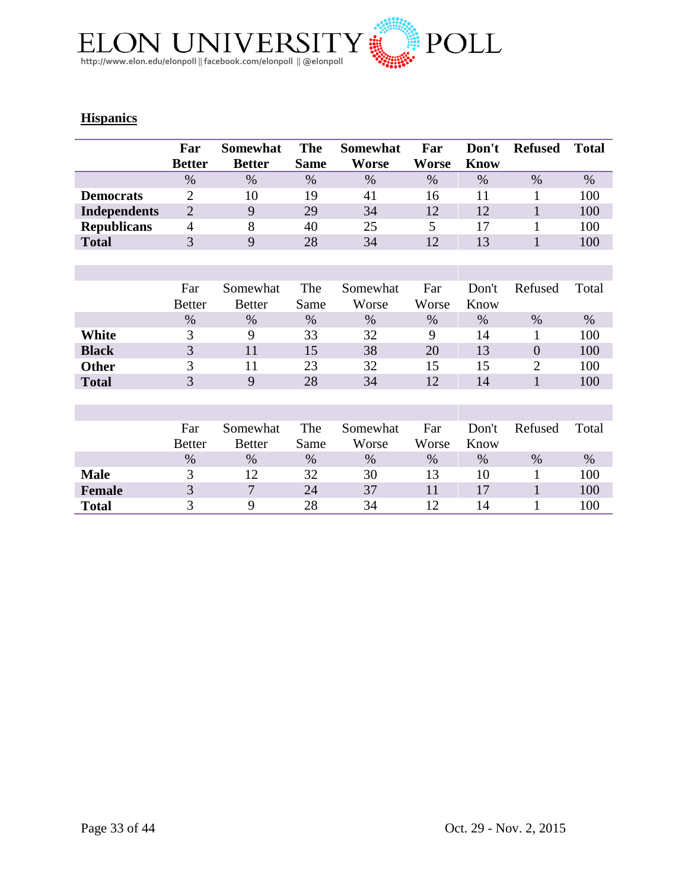## Hispanics

| | Far Better | Somewhat Better | The Same | Somewhat Worse | Far Worse | Don't Know | Refused | Total |
|---|---|---|---|---|---|---|---|---|
| | % | % | % | % | % | % | % | % |
| **Democrats** | 2 | 10 | 19 | 41 | 16 | 11 | 1 | 100 |
| **Independents** | 2 | 9 | 29 | 34 | 12 | 12 | 1 | 100 |
| **Republicans** | 4 | 8 | 40 | 25 | 5 | 17 | 1 | 100 |
| **Total** | 3 | 9 | 28 | 34 | 12 | 13 | 1 | 100 |

| | Far Better | Somewhat Better | The Same | Somewhat Worse | Far Worse | Don't Know | Refused | Total |
|---|---|---|---|---|---|---|---|---|
| | % | % | % | % | % | % | % | % |
| **White** | 3 | 9 | 33 | 32 | 9 | 14 | 1 | 100 |
| **Black** | 3 | 11 | 15 | 38 | 20 | 13 | 0 | 100 |
| **Other** | 3 | 11 | 23 | 32 | 15 | 15 | 2 | 100 |
| **Total** | 3 | 9 | 28 | 34 | 12 | 14 | 1 | 100 |

| | Far Better | Somewhat Better | The Same | Somewhat Worse | Far Worse | Don't Know | Refused | Total |
|---|---|---|---|---|---|---|---|---|
| | % | % | % | % | % | % | % | % |
| **Male** | 3 | 12 | 32 | 30 | 13 | 10 | 1 | 100 |
| **Female** | 3 | 7 | 24 | 37 | 11 | 17 | 1 | 100 |
| **Total** | 3 | 9 | 28 | 34 | 12 | 14 | 1 | 100 |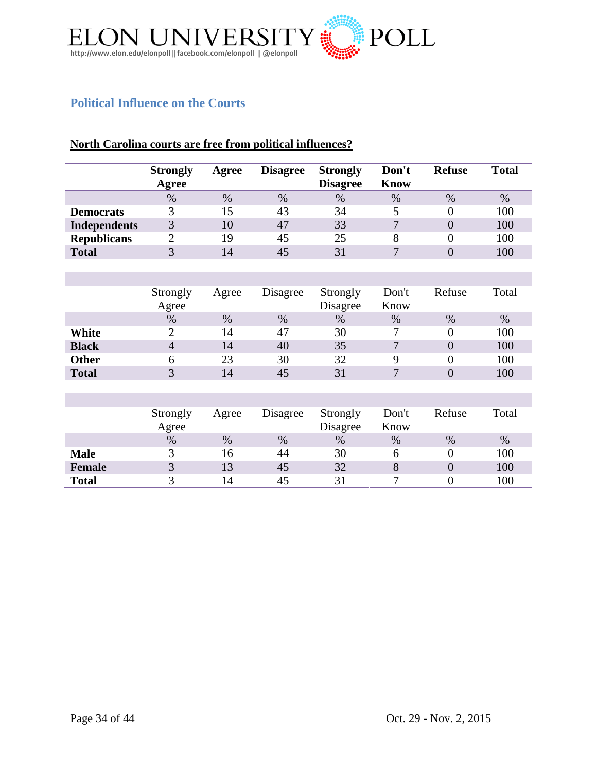## Political Influence on the Courts

**North Carolina courts are free from political influences?**

| | Strongly Agree | Agree | Disagree | Strongly Disagree | Don't Know | Refuse | Total |
|---|---|---|---|---|---|---|---|
| | % | % | % | % | % | % | % |
| **Democrats** | 3 | 15 | 43 | 34 | 5 | 0 | 100 |
| **Independents** | 3 | 10 | 47 | 33 | 7 | 0 | 100 |
| **Republicans** | 2 | 19 | 45 | 25 | 8 | 0 | 100 |
| **Total** | 3 | 14 | 45 | 31 | 7 | 0 | 100 |

| | Strongly Agree | Agree | Disagree | Strongly Disagree | Don't Know | Refuse | Total |
|---|---|---|---|---|---|---|---|
| | % | % | % | % | % | % | % |
| **White** | 2 | 14 | 47 | 30 | 7 | 0 | 100 |
| **Black** | 4 | 14 | 40 | 35 | 7 | 0 | 100 |
| **Other** | 6 | 23 | 30 | 32 | 9 | 0 | 100 |
| **Total** | 3 | 14 | 45 | 31 | 7 | 0 | 100 |

| | Strongly Agree | Agree | Disagree | Strongly Disagree | Don't Know | Refuse | Total |
|---|---|---|---|---|---|---|---|
| | % | % | % | % | % | % | % |
| **Male** | 3 | 16 | 44 | 30 | 6 | 0 | 100 |
| **Female** | 3 | 13 | 45 | 32 | 8 | 0 | 100 |
| **Total** | 3 | 14 | 45 | 31 | 7 | 0 | 100 |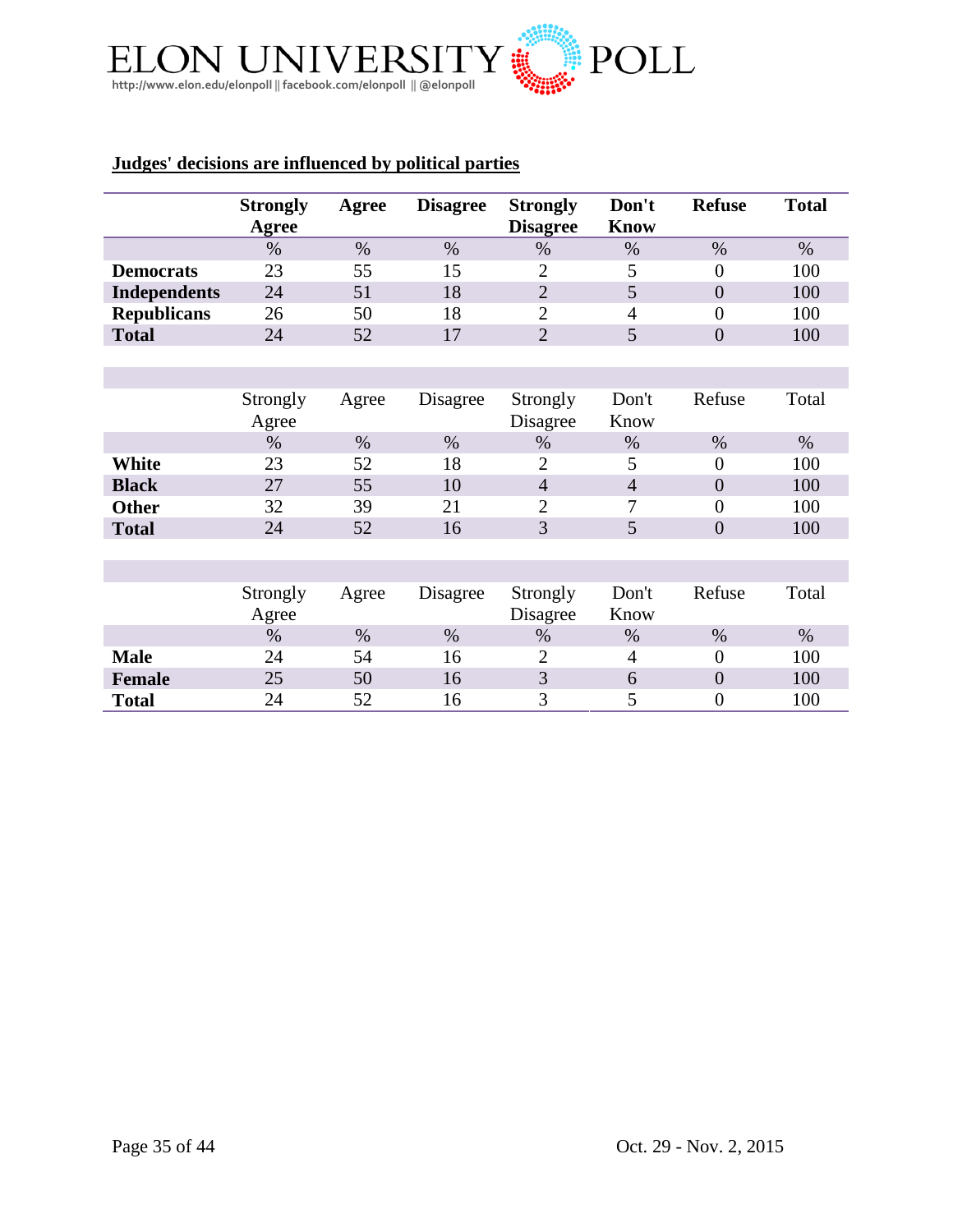## Judges' decisions are influenced by political parties

| | Strongly Agree | Agree | Disagree | Strongly Disagree | Don't Know | Refuse | Total |
|---|---|---|---|---|---|---|---|
| | % | % | % | % | % | % | % |
| **Democrats** | 23 | 55 | 15 | 2 | 5 | 0 | 100 |
| **Independents** | 24 | 51 | 18 | 2 | 5 | 0 | 100 |
| **Republicans** | 26 | 50 | 18 | 2 | 4 | 0 | 100 |
| **Total** | 24 | 52 | 17 | 2 | 5 | 0 | 100 |

| | Strongly Agree | Agree | Disagree | Strongly Disagree | Don't Know | Refuse | Total |
|---|---|---|---|---|---|---|---|
| | % | % | % | % | % | % | % |
| **White** | 23 | 52 | 18 | 2 | 5 | 0 | 100 |
| **Black** | 27 | 55 | 10 | 4 | 4 | 0 | 100 |
| **Other** | 32 | 39 | 21 | 2 | 7 | 0 | 100 |
| **Total** | 24 | 52 | 16 | 3 | 5 | 0 | 100 |

| | Strongly Agree | Agree | Disagree | Strongly Disagree | Don't Know | Refuse | Total |
|---|---|---|---|---|---|---|---|
| | % | % | % | % | % | % | % |
| **Male** | 24 | 54 | 16 | 2 | 4 | 0 | 100 |
| **Female** | 25 | 50 | 16 | 3 | 6 | 0 | 100 |
| **Total** | 24 | 52 | 16 | 3 | 5 | 0 | 100 |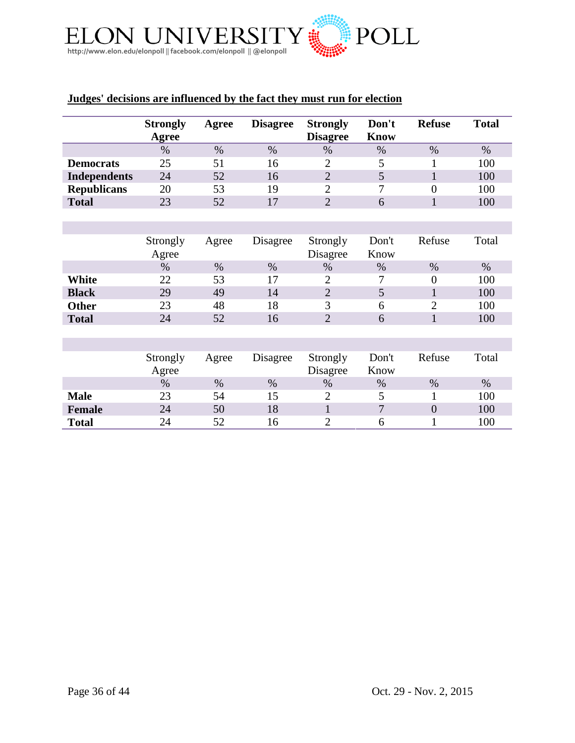**Judges' decisions are influenced by the fact they must run for election**

| | Strongly Agree | Agree | Disagree | Strongly Disagree | Don't Know | Refuse | Total |
|---|---|---|---|---|---|---|---|
| | % | % | % | % | % | % | % |
| **Democrats** | 25 | 51 | 16 | 2 | 5 | 1 | 100 |
| **Independents** | 24 | 52 | 16 | 2 | 5 | 1 | 100 |
| **Republicans** | 20 | 53 | 19 | 2 | 7 | 0 | 100 |
| **Total** | 23 | 52 | 17 | 2 | 6 | 1 | 100 |

| | Strongly Agree | Agree | Disagree | Strongly Disagree | Don't Know | Refuse | Total |
|---|---|---|---|---|---|---|---|
| | % | % | % | % | % | % | % |
| **White** | 22 | 53 | 17 | 2 | 7 | 0 | 100 |
| **Black** | 29 | 49 | 14 | 2 | 5 | 1 | 100 |
| **Other** | 23 | 48 | 18 | 3 | 6 | 2 | 100 |
| **Total** | 24 | 52 | 16 | 2 | 6 | 1 | 100 |

| | Strongly Agree | Agree | Disagree | Strongly Disagree | Don't Know | Refuse | Total |
|---|---|---|---|---|---|---|---|
| | % | % | % | % | % | % | % |
| **Male** | 23 | 54 | 15 | 2 | 5 | 1 | 100 |
| **Female** | 24 | 50 | 18 | 1 | 7 | 0 | 100 |
| **Total** | 24 | 52 | 16 | 2 | 6 | 1 | 100 |

Oct. 29 - Nov. 2, 2015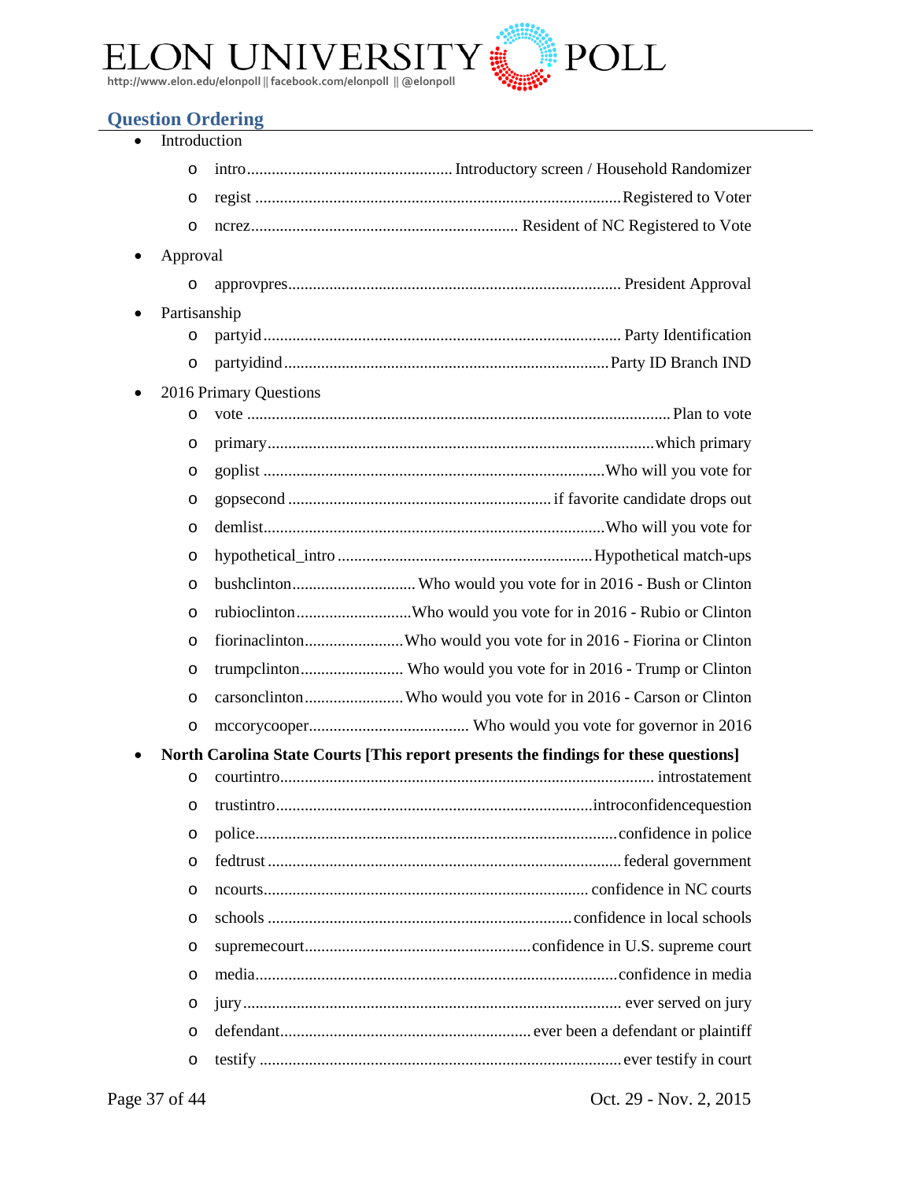## Question Ordering

- Introduction
  - intro ........ Introductory screen / Household Randomizer
  - regist ........ Registered to Voter
  - ncrez ........ Resident of NC Registered to Vote
- Approval
  - approvpres ........ President Approval
- Partisanship
  - partyid ........ Party Identification
  - partyidind ........ Party ID Branch IND
- 2016 Primary Questions
  - vote ........ Plan to vote
  - primary ........ which primary
  - goplist ........ Who will you vote for
  - gopsecond ........ if favorite candidate drops out
  - demlist ........ Who will you vote for
  - hypothetical_intro ........ Hypothetical match-ups
  - bushclinton ........ Who would you vote for in 2016 - Bush or Clinton
  - rubioclinton ........ Who would you vote for in 2016 - Rubio or Clinton
  - fiorinaclinton ........ Who would you vote for in 2016 - Fiorina or Clinton
  - trumpclinton ........ Who would you vote for in 2016 - Trump or Clinton
  - carsonclinton ........ Who would you vote for in 2016 - Carson or Clinton
  - mccorycooper ........ Who would you vote for governor in 2016
- **North Carolina State Courts [This report presents the findings for these questions]**
  - courtintro ........ introstatement
  - trustintro ........ introconfidencequestion
  - police ........ confidence in police
  - fedtrust ........ federal government
  - ncourts ........ confidence in NC courts
  - schools ........ confidence in local schools
  - supremecourt ........ confidence in U.S. supreme court
  - media ........ confidence in media
  - jury ........ ever served on jury
  - defendant ........ ever been a defendant or plaintiff
  - testify ........ ever testify in court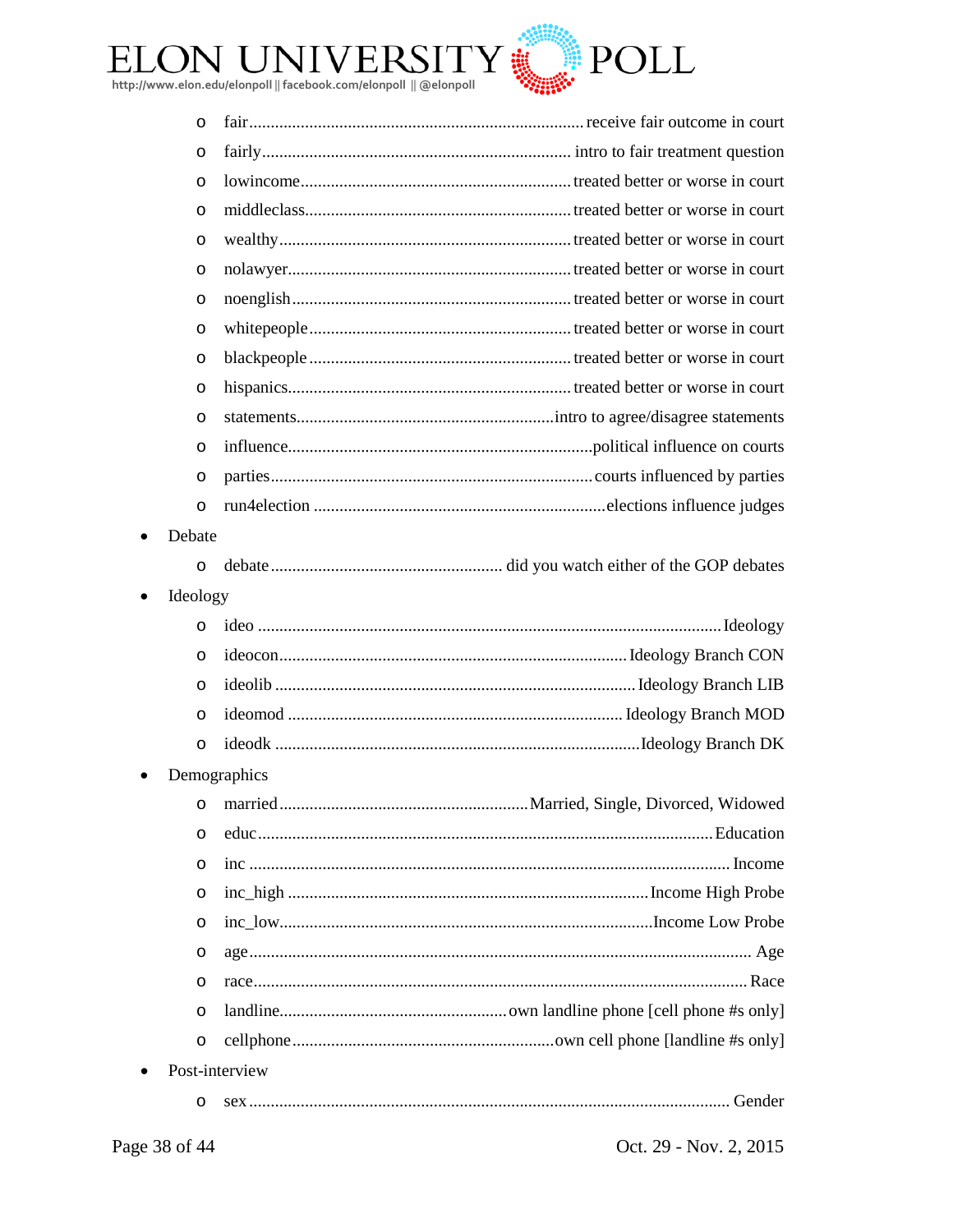- fair ............................................................................ receive fair outcome in court
- fairly ..................................................................... intro to fair treatment question
- lowincome ............................................................ treated better or worse in court
- middleclass ........................................................... treated better or worse in court
- wealthy ................................................................. treated better or worse in court
- nolawyer ............................................................... treated better or worse in court
- noenglish .............................................................. treated better or worse in court
- whitepeople .......................................................... treated better or worse in court
- blackpeople .......................................................... treated better or worse in court
- hispanics ............................................................... treated better or worse in court
- statements ......................................................... intro to agree/disagree statements
- influence .................................................................... political influence on courts
- parties ....................................................................... courts influenced by parties
- run4election ............................................................... elections influence judges

- Debate
  - debate ..................................................... did you watch either of the GOP debates
- Ideology
  - ideo ........................................................................................................ Ideology
  - ideocon ............................................................................... Ideology Branch CON
  - ideolib .................................................................................. Ideology Branch LIB
  - ideomod ............................................................................ Ideology Branch MOD
  - ideodk .................................................................................. Ideology Branch DK
- Demographics
  - married ........................................................ Married, Single, Divorced, Widowed
  - educ ..................................................................................................... Education
  - inc ........................................................................................................... Income
  - inc_high ................................................................................. Income High Probe
  - inc_low ................................................................................... Income Low Probe
  - age ............................................................................................................... Age
  - race ............................................................................................................ Race
  - landline .................................................... own landline phone [cell phone #s only]
  - cellphone ............................................................ own cell phone [landline #s only]
- Post-interview
  - sex ........................................................................................................ Gender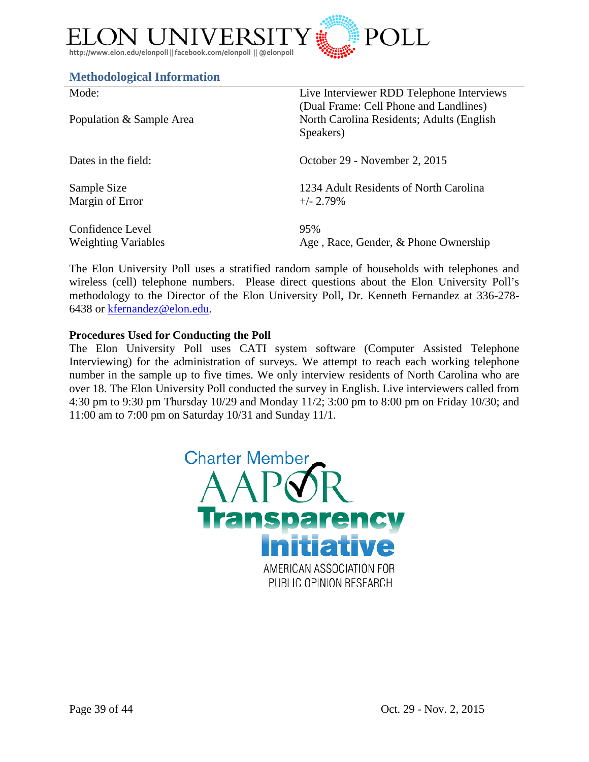## Methodological Information

| | |
|---|---|
| Mode: | Live Interviewer RDD Telephone Interviews (Dual Frame: Cell Phone and Landlines) |
| Population & Sample Area | North Carolina Residents; Adults (English Speakers) |
| Dates in the field: | October 29 - November 2, 2015 |
| Sample Size | 1234 Adult Residents of North Carolina |
| Margin of Error | +/- 2.79% |
| Confidence Level | 95% |
| Weighting Variables | Age , Race, Gender, & Phone Ownership |

The Elon University Poll uses a stratified random sample of households with telephones and wireless (cell) telephone numbers. Please direct questions about the Elon University Poll's methodology to the Director of the Elon University Poll, Dr. Kenneth Fernandez at 336-278-6438 or kfernandez@elon.edu.

**Procedures Used for Conducting the Poll**

The Elon University Poll uses CATI system software (Computer Assisted Telephone Interviewing) for the administration of surveys. We attempt to reach each working telephone number in the sample up to five times. We only interview residents of North Carolina who are over 18. The Elon University Poll conducted the survey in English. Live interviewers called from 4:30 pm to 9:30 pm Thursday 10/29 and Monday 11/2; 3:00 pm to 8:00 pm on Friday 10/30; and 11:00 am to 7:00 pm on Saturday 10/31 and Sunday 11/1.

Charter Member AAPOR Transparency Initiative

AMERICAN ASSOCIATION FOR PUBLIC OPINION RESEARCH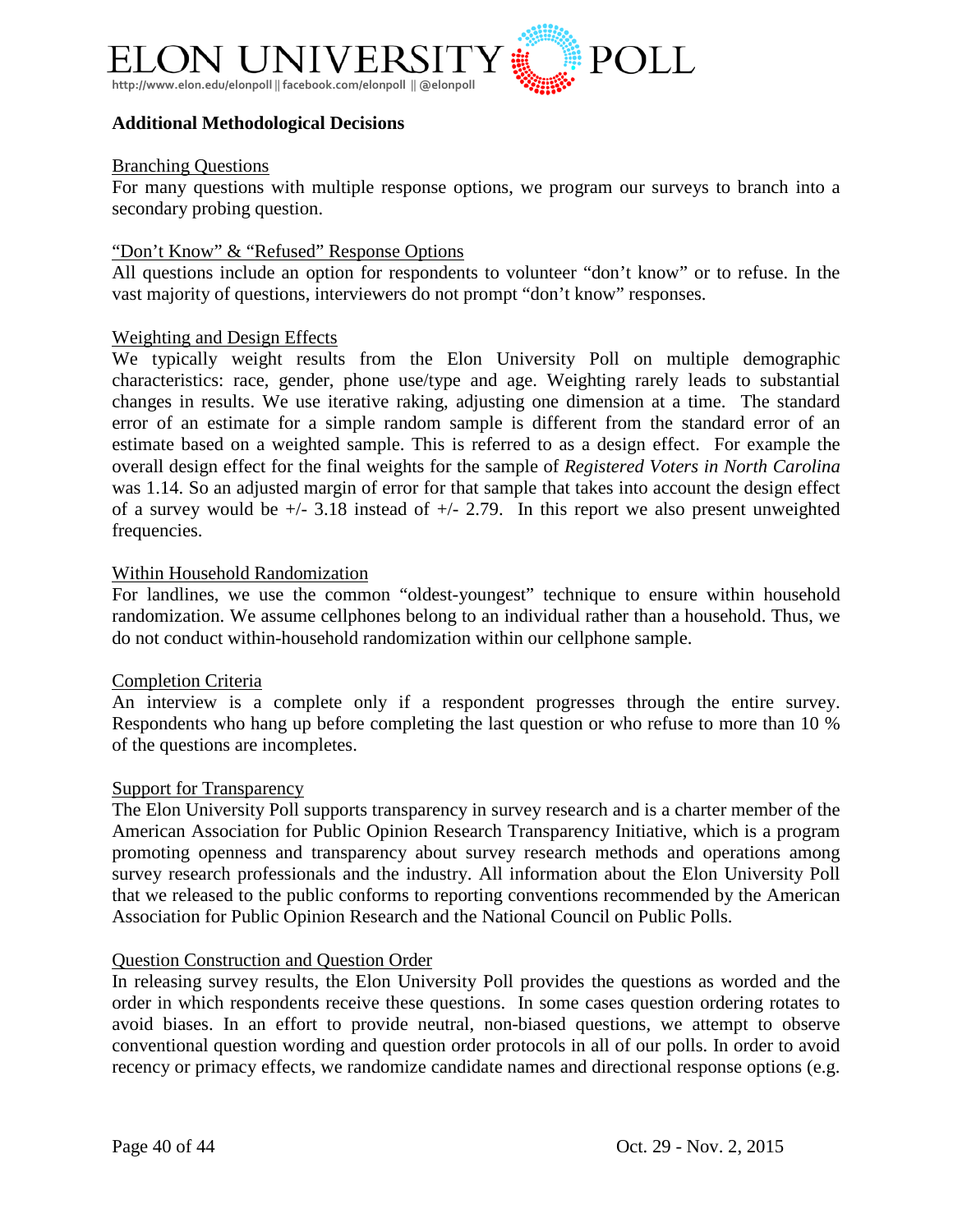### Additional Methodological Decisions

Branching Questions

For many questions with multiple response options, we program our surveys to branch into a secondary probing question.

"Don't Know" & "Refused" Response Options

All questions include an option for respondents to volunteer "don't know" or to refuse. In the vast majority of questions, interviewers do not prompt "don't know" responses.

Weighting and Design Effects

We typically weight results from the Elon University Poll on multiple demographic characteristics: race, gender, phone use/type and age. Weighting rarely leads to substantial changes in results. We use iterative raking, adjusting one dimension at a time. The standard error of an estimate for a simple random sample is different from the standard error of an estimate based on a weighted sample. This is referred to as a design effect. For example the overall design effect for the final weights for the sample of *Registered Voters in North Carolina* was 1.14. So an adjusted margin of error for that sample that takes into account the design effect of a survey would be +/- 3.18 instead of +/- 2.79. In this report we also present unweighted frequencies.

Within Household Randomization

For landlines, we use the common "oldest-youngest" technique to ensure within household randomization. We assume cellphones belong to an individual rather than a household. Thus, we do not conduct within-household randomization within our cellphone sample.

Completion Criteria

An interview is a complete only if a respondent progresses through the entire survey. Respondents who hang up before completing the last question or who refuse to more than 10 % of the questions are incompletes.

Support for Transparency

The Elon University Poll supports transparency in survey research and is a charter member of the American Association for Public Opinion Research Transparency Initiative, which is a program promoting openness and transparency about survey research methods and operations among survey research professionals and the industry. All information about the Elon University Poll that we released to the public conforms to reporting conventions recommended by the American Association for Public Opinion Research and the National Council on Public Polls.

Question Construction and Question Order

In releasing survey results, the Elon University Poll provides the questions as worded and the order in which respondents receive these questions. In some cases question ordering rotates to avoid biases. In an effort to provide neutral, non-biased questions, we attempt to observe conventional question wording and question order protocols in all of our polls. In order to avoid recency or primacy effects, we randomize candidate names and directional response options (e.g.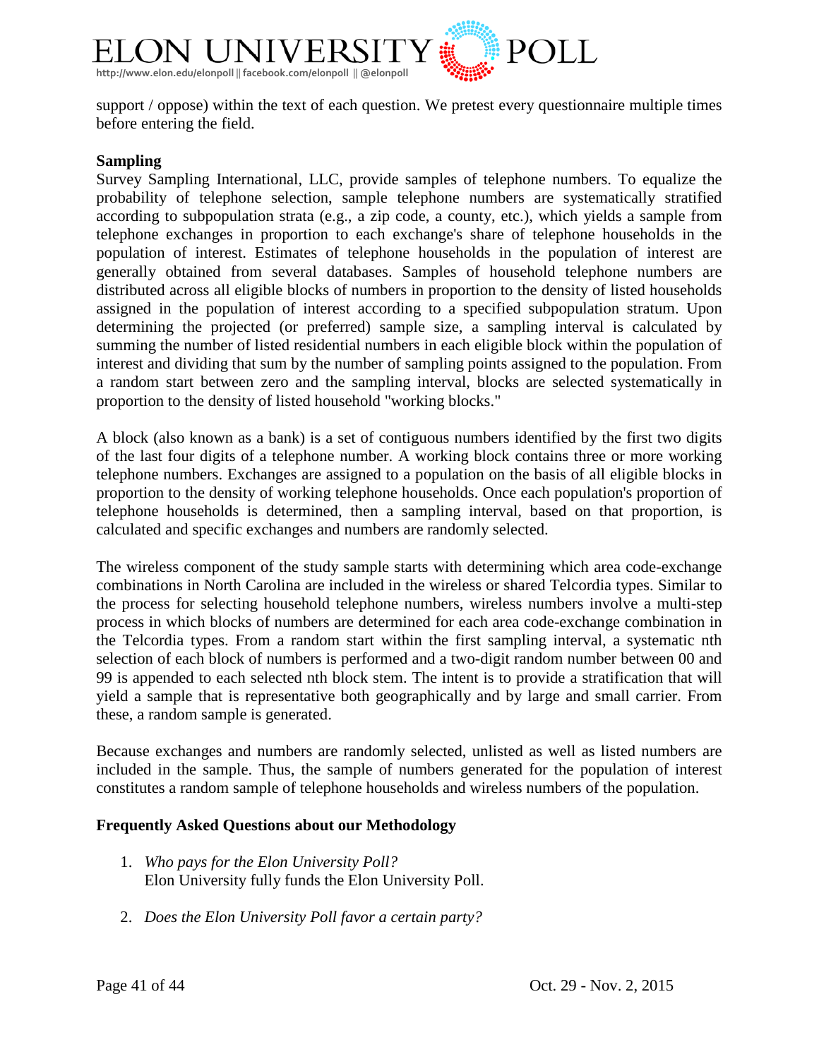support / oppose) within the text of each question. We pretest every questionnaire multiple times before entering the field.

**Sampling**

Survey Sampling International, LLC, provide samples of telephone numbers. To equalize the probability of telephone selection, sample telephone numbers are systematically stratified according to subpopulation strata (e.g., a zip code, a county, etc.), which yields a sample from telephone exchanges in proportion to each exchange's share of telephone households in the population of interest. Estimates of telephone households in the population of interest are generally obtained from several databases. Samples of household telephone numbers are distributed across all eligible blocks of numbers in proportion to the density of listed households assigned in the population of interest according to a specified subpopulation stratum. Upon determining the projected (or preferred) sample size, a sampling interval is calculated by summing the number of listed residential numbers in each eligible block within the population of interest and dividing that sum by the number of sampling points assigned to the population. From a random start between zero and the sampling interval, blocks are selected systematically in proportion to the density of listed household "working blocks."

A block (also known as a bank) is a set of contiguous numbers identified by the first two digits of the last four digits of a telephone number. A working block contains three or more working telephone numbers. Exchanges are assigned to a population on the basis of all eligible blocks in proportion to the density of working telephone households. Once each population's proportion of telephone households is determined, then a sampling interval, based on that proportion, is calculated and specific exchanges and numbers are randomly selected.

The wireless component of the study sample starts with determining which area code-exchange combinations in North Carolina are included in the wireless or shared Telcordia types. Similar to the process for selecting household telephone numbers, wireless numbers involve a multi-step process in which blocks of numbers are determined for each area code-exchange combination in the Telcordia types. From a random start within the first sampling interval, a systematic nth selection of each block of numbers is performed and a two-digit random number between 00 and 99 is appended to each selected nth block stem. The intent is to provide a stratification that will yield a sample that is representative both geographically and by large and small carrier. From these, a random sample is generated.

Because exchanges and numbers are randomly selected, unlisted as well as listed numbers are included in the sample. Thus, the sample of numbers generated for the population of interest constitutes a random sample of telephone households and wireless numbers of the population.

**Frequently Asked Questions about our Methodology**

1. *Who pays for the Elon University Poll?*
   Elon University fully funds the Elon University Poll.

2. *Does the Elon University Poll favor a certain party?*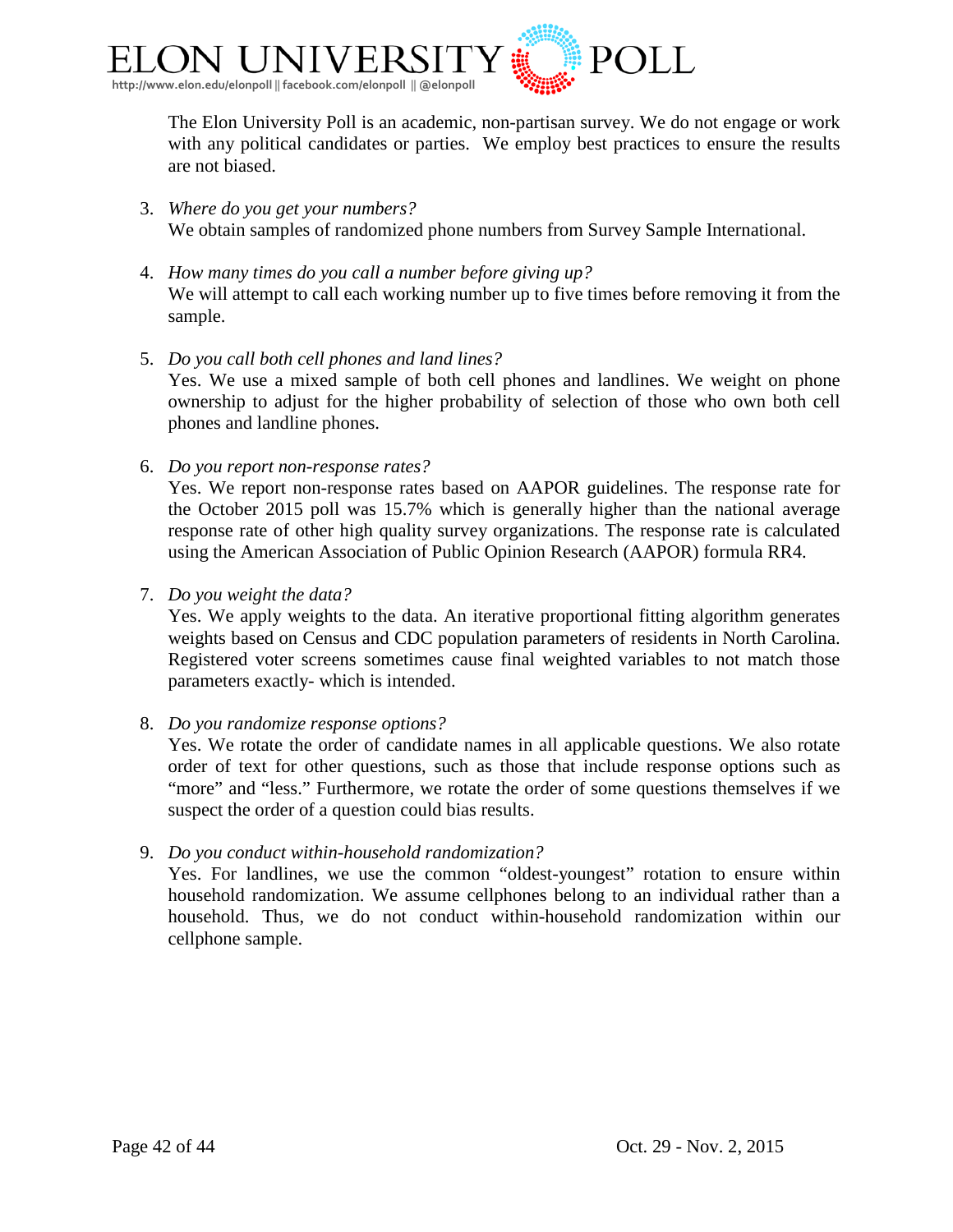The Elon University Poll is an academic, non-partisan survey. We do not engage or work with any political candidates or parties. We employ best practices to ensure the results are not biased.

3. *Where do you get your numbers?*
   We obtain samples of randomized phone numbers from Survey Sample International.

4. *How many times do you call a number before giving up?*
   We will attempt to call each working number up to five times before removing it from the sample.

5. *Do you call both cell phones and land lines?*
   Yes. We use a mixed sample of both cell phones and landlines. We weight on phone ownership to adjust for the higher probability of selection of those who own both cell phones and landline phones.

6. *Do you report non-response rates?*
   Yes. We report non-response rates based on AAPOR guidelines. The response rate for the October 2015 poll was 15.7% which is generally higher than the national average response rate of other high quality survey organizations. The response rate is calculated using the American Association of Public Opinion Research (AAPOR) formula RR4.

7. *Do you weight the data?*
   Yes. We apply weights to the data. An iterative proportional fitting algorithm generates weights based on Census and CDC population parameters of residents in North Carolina. Registered voter screens sometimes cause final weighted variables to not match those parameters exactly- which is intended.

8. *Do you randomize response options?*
   Yes. We rotate the order of candidate names in all applicable questions. We also rotate order of text for other questions, such as those that include response options such as "more" and "less." Furthermore, we rotate the order of some questions themselves if we suspect the order of a question could bias results.

9. *Do you conduct within-household randomization?*
   Yes. For landlines, we use the common "oldest-youngest" rotation to ensure within household randomization. We assume cellphones belong to an individual rather than a household. Thus, we do not conduct within-household randomization within our cellphone sample.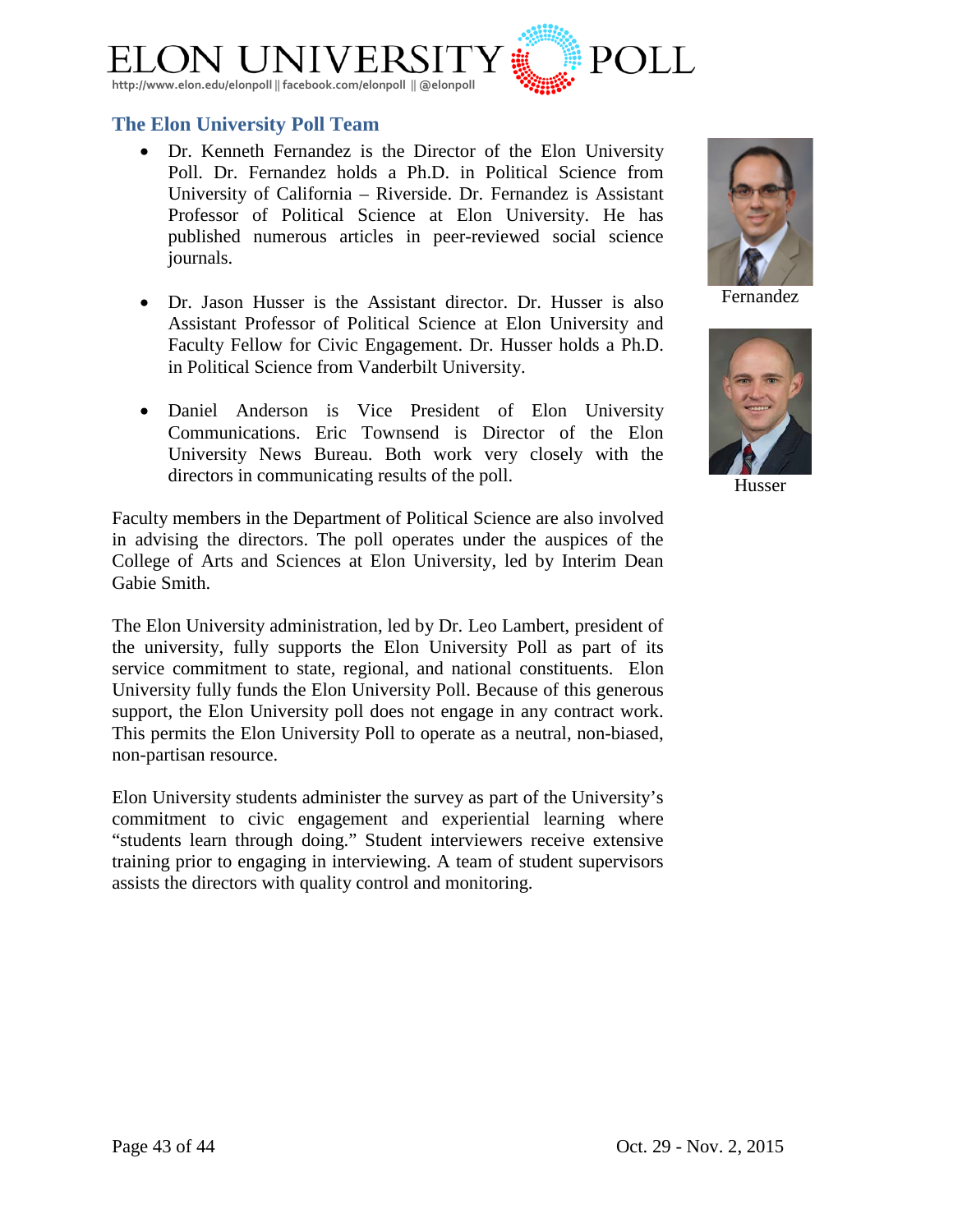## The Elon University Poll Team

- Dr. Kenneth Fernandez is the Director of the Elon University Poll. Dr. Fernandez holds a Ph.D. in Political Science from University of California – Riverside. Dr. Fernandez is Assistant Professor of Political Science at Elon University. He has published numerous articles in peer-reviewed social science journals.

- Dr. Jason Husser is the Assistant director. Dr. Husser is also Assistant Professor of Political Science at Elon University and Faculty Fellow for Civic Engagement. Dr. Husser holds a Ph.D. in Political Science from Vanderbilt University.

- Daniel Anderson is Vice President of Elon University Communications. Eric Townsend is Director of the Elon University News Bureau. Both work very closely with the directors in communicating results of the poll.

Fernandez

Husser

Faculty members in the Department of Political Science are also involved in advising the directors. The poll operates under the auspices of the College of Arts and Sciences at Elon University, led by Interim Dean Gabie Smith.

The Elon University administration, led by Dr. Leo Lambert, president of the university, fully supports the Elon University Poll as part of its service commitment to state, regional, and national constituents. Elon University fully funds the Elon University Poll. Because of this generous support, the Elon University poll does not engage in any contract work. This permits the Elon University Poll to operate as a neutral, non-biased, non-partisan resource.

Elon University students administer the survey as part of the University's commitment to civic engagement and experiential learning where "students learn through doing." Student interviewers receive extensive training prior to engaging in interviewing. A team of student supervisors assists the directors with quality control and monitoring.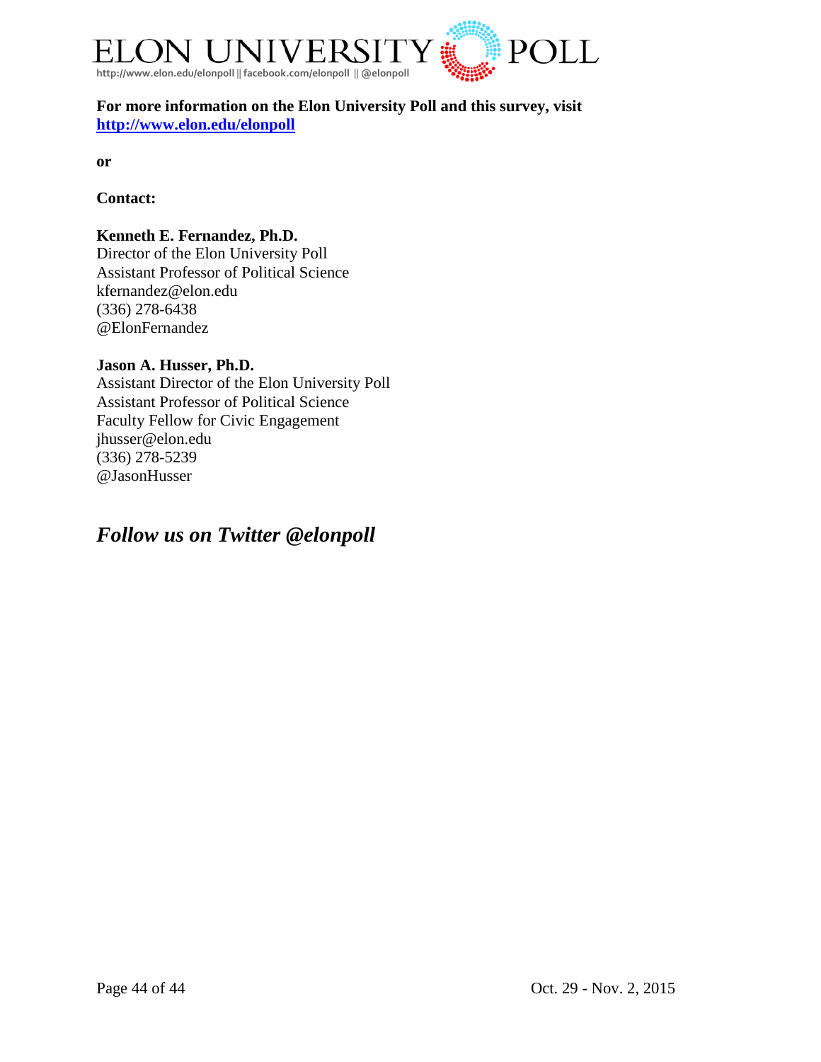**For more information on the Elon University Poll and this survey, visit** **http://www.elon.edu/elonpoll**

**or**

**Contact:**

**Kenneth E. Fernandez, Ph.D.**
Director of the Elon University Poll
Assistant Professor of Political Science
kfernandez@elon.edu
(336) 278-6438
@ElonFernandez

**Jason A. Husser, Ph.D.**
Assistant Director of the Elon University Poll
Assistant Professor of Political Science
Faculty Fellow for Civic Engagement
jhusser@elon.edu
(336) 278-5239
@JasonHusser

***Follow us on Twitter @elonpoll***